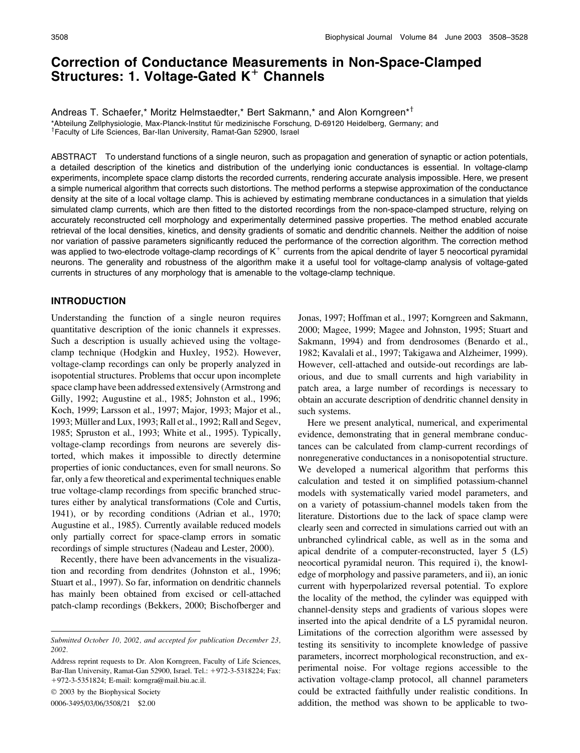# Correction of Conductance Measurements in Non-Space-Clamped Structures: 1. Voltage-Gated $K^+$ Channels

Andreas T. Schaefer,* Moritz Helmstaedter,* Bert Sakmann,* and Alon Korngreen*[†]

*Abteilung Zellphysiologie, Max-Planck-Institut für medizinische Forschung, D-69120 Heidelberg, Germany; and [†]Faculty of Life Sciences, Bar-Ilan University, Ramat-Gan 52900, Israel

ABSTRACT To understand functions of a single neuron, such as propagation and generation of synaptic or action potentials, a detailed description of the kinetics and distribution of the underlying ionic conductances is essential. In voltage-clamp experiments, incomplete space clamp distorts the recorded currents, rendering accurate analysis impossible. Here, we present a simple numerical algorithm that corrects such distortions. The method performs a stepwise approximation of the conductance density at the site of a local voltage clamp. This is achieved by estimating membrane conductances in a simulation that yields simulated clamp currents, which are then fitted to the distorted recordings from the non-space-clamped structure, relying on accurately reconstructed cell morphology and experimentally determined passive properties. The method enabled accurate retrieval of the local densities, kinetics, and density gradients of somatic and dendritic channels. Neither the addition of noise nor variation of passive parameters significantly reduced the performance of the correction algorithm. The correction method was applied to two-electrode voltage-clamp recordings of $K^+$ currents from the apical dendrite of layer 5 neocortical pyramidal neurons. The generality and robustness of the algorithm make it a useful tool for voltage-clamp analysis of voltage-gated currents in structures of any morphology that is amenable to the voltage-clamp technique.

## INTRODUCTION

Understanding the function of a single neuron requires quantitative description of the ionic channels it expresses. Such a description is usually achieved using the voltage-clamp technique (Hodgkin and Huxley, 1952). However, voltage-clamp recordings can only be properly analyzed in isopotential structures. Problems that occur upon incomplete space clamp have been addressed extensively (Armstrong and Gilly, 1992; Augustine et al., 1985; Johnston et al., 1996; Koch, 1999; Larsson et al., 1997; Major, 1993; Major et al., 1993; Müller and Lux, 1993; Rall et al., 1992; Rall and Segev, 1985; Spruston et al., 1993; White et al., 1995). Typically, voltage-clamp recordings from neurons are severely distorted, which makes it impossible to directly determine properties of ionic conductances, even for small neurons. So far, only a few theoretical and experimental techniques enable true voltage-clamp recordings from specific branched structures either by analytical transformations (Cole and Curtis, 1941), or by recording conditions (Adrian et al., 1970; Augustine et al., 1985). Currently available reduced models only partially correct for space-clamp errors in somatic recordings of simple structures (Nadeau and Lester, 2000).

Recently, there have been advancements in the visualization and recording from dendrites (Johnston et al., 1996; Stuart et al., 1997). So far, information on dendritic channels has mainly been obtained from excised or cell-attached patch-clamp recordings (Bekkers, 2000; Bischofberger and Jonas, 1997; Hoffman et al., 1997; Korngreen and Sakmann, 2000; Magee, 1999; Magee and Johnston, 1995; Stuart and Sakmann, 1994) and from dendrosomes (Benardo et al., 1982; Kavalali et al., 1997; Takigawa and Alzheimer, 1999). However, cell-attached and outside-out recordings are laborious, and due to small currents and high variability in patch area, a large number of recordings is necessary to obtain an accurate description of dendritic channel density in such systems.

Here we present analytical, numerical, and experimental evidence, demonstrating that in general membrane conductances can be calculated from clamp-current recordings of nonregenerative conductances in a nonisopotential structure. We developed a numerical algorithm that performs this calculation and tested it on simplified potassium-channel models with systematically varied model parameters, and on a variety of potassium-channel models taken from the literature. Distortions due to the lack of space clamp were clearly seen and corrected in simulations carried out with an unbranched cylindrical cable, as well as in the soma and apical dendrite of a computer-reconstructed, layer 5 (L5) neocortical pyramidal neuron. This required i), the knowledge of morphology and passive parameters, and ii), an ionic current with hyperpolarized reversal potential. To explore the locality of the method, the cylinder was equipped with channel-density steps and gradients of various slopes were inserted into the apical dendrite of a L5 pyramidal neuron. Limitations of the correction algorithm were assessed by testing its sensitivity to incomplete knowledge of passive parameters, incorrect morphological reconstruction, and experimental noise. For voltage regions accessible to the activation voltage-clamp protocol, all channel parameters could be extracted faithfully under realistic conditions. In addition, the method was shown to be applicable to two-

*Submitted October 10, 2002, and accepted for publication December 23, 2002.*

Address reprint requests to Dr. Alon Korngreen, Faculty of Life Sciences, Bar-Ilan University, Ramat-Gan 52900, Israel. Tel.: +972-3-5318224; Fax: +972-3-5351824; E-mail: korngra@mail.biu.ac.il.

© 2003 by the Biophysical Society

0006-3495/03/06/3508/21 $2.00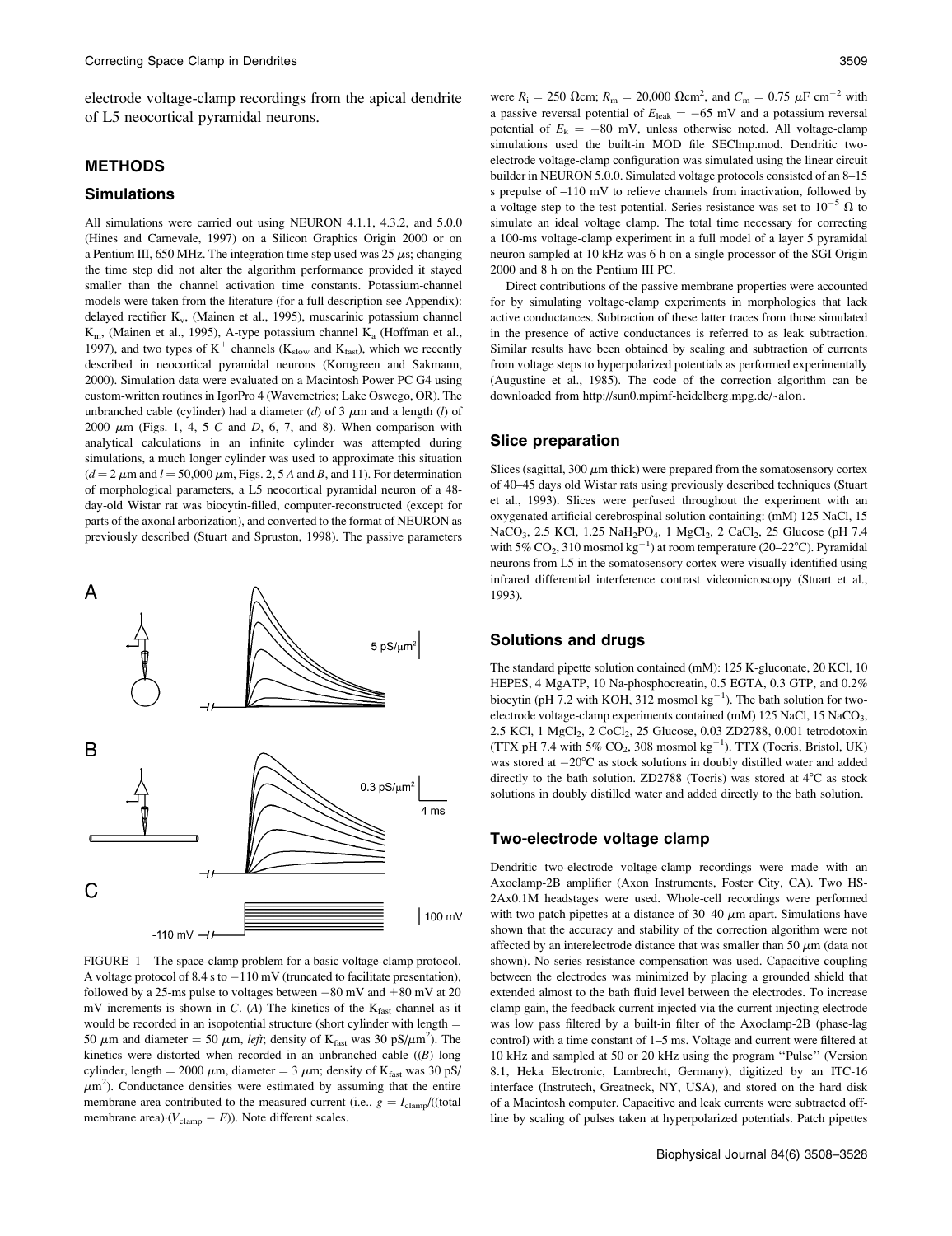electrode voltage-clamp recordings from the apical dendrite of L5 neocortical pyramidal neurons.

## METHODS

### Simulations

All simulations were carried out using NEURON 4.1.1, 4.3.2, and 5.0.0 (Hines and Carnevale, 1997) on a Silicon Graphics Origin 2000 or on a Pentium III, 650 MHz. The integration time step used was 25 $\mu$s; changing the time step did not alter the algorithm performance provided it stayed smaller than the channel activation time constants. Potassium-channel models were taken from the literature (for a full description see Appendix): delayed rectifier $K_v$, (Mainen et al., 1995), muscarinic potassium channel $K_m$, (Mainen et al., 1995), A-type potassium channel $K_a$ (Hoffman et al., 1997), and two types of $K^+$ channels ($K_{slow}$ and $K_{fast}$), which we recently described in neocortical pyramidal neurons (Korngreen and Sakmann, 2000). Simulation data were evaluated on a Macintosh Power PC G4 using custom-written routines in IgorPro 4 (Wavemetrics; Lake Oswego, OR). The unbranched cable (cylinder) had a diameter ($d$) of 3 $\mu$m and a length ($l$) of 2000 $\mu$m (Figs. 1, 4, 5 *C* and *D*, 6, 7, and 8). When comparison with analytical calculations in an infinite cylinder was attempted during simulations, a much longer cylinder was used to approximate this situation ($d = 2$ $\mu$m and $l = 50{,}000$ $\mu$m, Figs. 2, 5 *A* and *B*, and 11). For determination of morphological parameters, a L5 neocortical pyramidal neuron of a 48-day-old Wistar rat was biocytin-filled, computer-reconstructed (except for parts of the axonal arborization), and converted to the format of NEURON as previously described (Stuart and Spruston, 1998). The passive parameters were $R_i = 250$ $\Omega$cm; $R_m = 20{,}000$ $\Omega$cm$^2$, and $C_m = 0.75$ $\mu$F cm$^{-2}$ with a passive reversal potential of $E_{leak} = -65$ mV and a potassium reversal potential of $E_k = -80$ mV, unless otherwise noted. All voltage-clamp simulations used the built-in MOD file SEClmp.mod. Dendritic two-electrode voltage-clamp configuration was simulated using the linear circuit builder in NEURON 5.0.0. Simulated voltage protocols consisted of an 8–15 s prepulse of –110 mV to relieve channels from inactivation, followed by a voltage step to the test potential. Series resistance was set to $10^{-5}$ $\Omega$ to simulate an ideal voltage clamp. The total time necessary for correcting a 100-ms voltage-clamp experiment in a full model of a layer 5 pyramidal neuron sampled at 10 kHz was 6 h on a single processor of the SGI Origin 2000 and 8 h on the Pentium III PC.

Direct contributions of the passive membrane properties were accounted for by simulating voltage-clamp experiments in morphologies that lack active conductances. Subtraction of these latter traces from those simulated in the presence of active conductances is referred to as leak subtraction. Similar results have been obtained by scaling and subtraction of currents from voltage steps to hyperpolarized potentials as performed experimentally (Augustine et al., 1985). The code of the correction algorithm can be downloaded from http://sun0.mpimf-heidelberg.mpg.de/~alon.

FIGURE 1 The space-clamp problem for a basic voltage-clamp protocol. A voltage protocol of 8.4 s to $-110$ mV (truncated to facilitate presentation), followed by a 25-ms pulse to voltages between $-80$ mV and $+80$ mV at 20 mV increments is shown in *C*. (*A*) The kinetics of the $K_{fast}$ channel as it would be recorded in an isopotential structure (short cylinder with length = 50 $\mu$m and diameter = 50 $\mu$m, *left*; density of $K_{fast}$ was 30 pS/$\mu$m$^2$). The kinetics were distorted when recorded in an unbranched cable ((*B*) long cylinder, length = 2000 $\mu$m, diameter = 3 $\mu$m; density of $K_{fast}$ was 30 pS/$\mu$m$^2$). Conductance densities were estimated by assuming that the entire membrane area contributed to the measured current (i.e., $g = I_{clamp}/((\text{total membrane area})\cdot(V_{clamp} - E))$. Note different scales.

### Slice preparation

Slices (sagittal, 300 $\mu$m thick) were prepared from the somatosensory cortex of 40–45 days old Wistar rats using previously described techniques (Stuart et al., 1993). Slices were perfused throughout the experiment with an oxygenated artificial cerebrospinal solution containing: (mM) 125 NaCl, 15 $NaCO_3$, 2.5 KCl, 1.25 $NaH_2PO_4$, 1 $MgCl_2$, 2 $CaCl_2$, 25 Glucose (pH 7.4 with 5% $CO_2$, 310 mosmol kg$^{-1}$) at room temperature (20–22°C). Pyramidal neurons from L5 in the somatosensory cortex were visually identified using infrared differential interference contrast videomicroscopy (Stuart et al., 1993).

### Solutions and drugs

The standard pipette solution contained (mM): 125 K-gluconate, 20 KCl, 10 HEPES, 4 MgATP, 10 Na-phosphocreatin, 0.5 EGTA, 0.3 GTP, and 0.2% biocytin (pH 7.2 with KOH, 312 mosmol kg$^{-1}$). The bath solution for two-electrode voltage-clamp experiments contained (mM) 125 NaCl, 15 $NaCO_3$, 2.5 KCl, 1 $MgCl_2$, 2 $CoCl_2$, 25 Glucose, 0.03 ZD2788, 0.001 tetrodotoxin (TTX pH 7.4 with 5% $CO_2$, 308 mosmol kg$^{-1}$). TTX (Tocris, Bristol, UK) was stored at $-20$°C as stock solutions in doubly distilled water and added directly to the bath solution. ZD2788 (Tocris) was stored at 4°C as stock solutions in doubly distilled water and added directly to the bath solution.

### Two-electrode voltage clamp

Dendritic two-electrode voltage-clamp recordings were made with an Axoclamp-2B amplifier (Axon Instruments, Foster City, CA). Two HS-2Ax0.1M headstages were used. Whole-cell recordings were performed with two patch pipettes at a distance of 30–40 $\mu$m apart. Simulations have shown that the accuracy and stability of the correction algorithm were not affected by an interelectrode distance that was smaller than 50 $\mu$m (data not shown). No series resistance compensation was used. Capacitive coupling between the electrodes was minimized by placing a grounded shield that extended almost to the bath fluid level between the electrodes. To increase clamp gain, the feedback current injected via the current injecting electrode was low pass filtered by a built-in filter of the Axoclamp-2B (phase-lag control) with a time constant of 1–5 ms. Voltage and current were filtered at 10 kHz and sampled at 50 or 20 kHz using the program "Pulse" (Version 8.1, Heka Electronic, Lambrecht, Germany), digitized by an ITC-16 interface (Instrutech, Greatneck, NY, USA), and stored on the hard disk of a Macintosh computer. Capacitive and leak currents were subtracted off-line by scaling of pulses taken at hyperpolarized potentials. Patch pipettes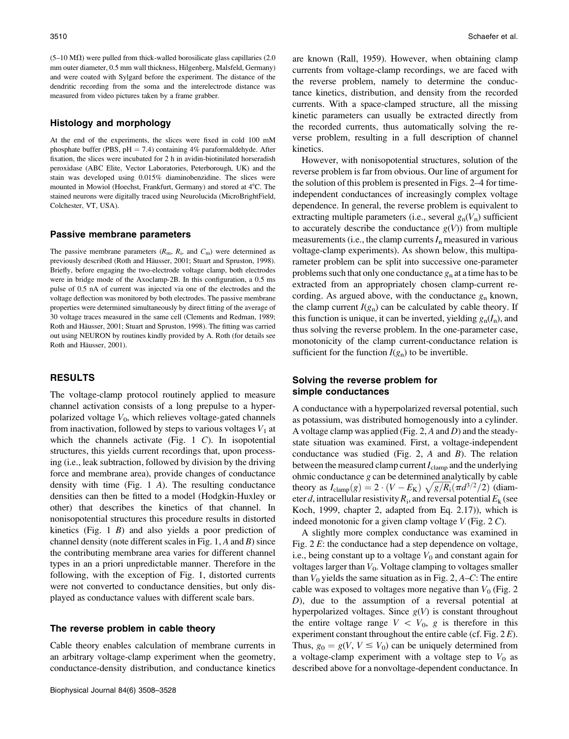(5–10 MΩ) were pulled from thick-walled borosilicate glass capillaries (2.0 mm outer diameter, 0.5 mm wall thickness, Hilgenberg, Malsfeld, Germany) and were coated with Sylgard before the experiment. The distance of the dendritic recording from the soma and the interelectrode distance was measured from video pictures taken by a frame grabber.

### Histology and morphology

At the end of the experiments, the slices were fixed in cold 100 mM phosphate buffer (PBS, pH = 7.4) containing 4% paraformaldehyde. After fixation, the slices were incubated for 2 h in avidin-biotinilated horseradish peroxidase (ABC Elite, Vector Laboratories, Peterborough, UK) and the stain was developed using 0.015% diaminobenzidine. The slices were mounted in Mowiol (Hoechst, Frankfurt, Germany) and stored at 4°C. The stained neurons were digitally traced using Neurolucida (MicroBrightField, Colchester, VT, USA).

### Passive membrane parameters

The passive membrane parameters ($R_m$, $R_i$, and $C_m$) were determined as previously described (Roth and Häusser, 2001; Stuart and Spruston, 1998). Briefly, before engaging the two-electrode voltage clamp, both electrodes were in bridge mode of the Axoclamp-2B. In this configuration, a 0.5 ms pulse of 0.5 nA of current was injected via one of the electrodes and the voltage deflection was monitored by both electrodes. The passive membrane properties were determined simultaneously by direct fitting of the average of 30 voltage traces measured in the same cell (Clements and Redman, 1989; Roth and Häusser, 2001; Stuart and Spruston, 1998). The fitting was carried out using NEURON by routines kindly provided by A. Roth (for details see Roth and Häusser, 2001).

## RESULTS

The voltage-clamp protocol routinely applied to measure channel activation consists of a long prepulse to a hyperpolarized voltage $V_0$, which relieves voltage-gated channels from inactivation, followed by steps to various voltages $V_1$ at which the channels activate (Fig. 1 *C*). In isopotential structures, this yields current recordings that, upon processing (i.e., leak subtraction, followed by division by the driving force and membrane area), provide changes of conductance density with time (Fig. 1 *A*). The resulting conductance densities can then be fitted to a model (Hodgkin-Huxley or other) that describes the kinetics of that channel. In nonisopotential structures this procedure results in distorted kinetics (Fig. 1 *B*) and also yields a poor prediction of channel density (note different scales in Fig. 1, *A* and *B*) since the contributing membrane area varies for different channel types in an a priori unpredictable manner. Therefore in the following, with the exception of Fig. 1, distorted currents were not converted to conductance densities, but only displayed as conductance values with different scale bars.

### The reverse problem in cable theory

Cable theory enables calculation of membrane currents in an arbitrary voltage-clamp experiment when the geometry, conductance-density distribution, and conductance kinetics are known (Rall, 1959). However, when obtaining clamp currents from voltage-clamp recordings, we are faced with the reverse problem, namely to determine the conductance kinetics, distribution, and density from the recorded currents. With a space-clamped structure, all the missing kinetic parameters can usually be extracted directly from the recorded currents, thus automatically solving the reverse problem, resulting in a full description of channel kinetics.

However, with nonisopotential structures, solution of the reverse problem is far from obvious. Our line of argument for the solution of this problem is presented in Figs. 2–4 for time-independent conductances of increasingly complex voltage dependence. In general, the reverse problem is equivalent to extracting multiple parameters (i.e., several $g_n(V_n)$ sufficient to accurately describe the conductance $g(V)$) from multiple measurements (i.e., the clamp currents $I_n$ measured in various voltage-clamp experiments). As shown below, this multiparameter problem can be split into successive one-parameter problems such that only one conductance $g_n$ at a time has to be extracted from an appropriately chosen clamp-current recording. As argued above, with the conductance $g_n$ known, the clamp current $I(g_n)$ can be calculated by cable theory. If this function is unique, it can be inverted, yielding $g_n(I_n)$, and thus solving the reverse problem. In the one-parameter case, monotonicity of the clamp current-conductance relation is sufficient for the function $I(g_n)$ to be invertible.

### Solving the reverse problem for simple conductances

A conductance with a hyperpolarized reversal potential, such as potassium, was distributed homogenously into a cylinder. A voltage clamp was applied (Fig. 2, *A* and *D*) and the steady-state situation was examined. First, a voltage-independent conductance was studied (Fig. 2, *A* and *B*). The relation between the measured clamp current $I_{clamp}$ and the underlying ohmic conductance $g$ can be determined analytically by cable theory as $I_{clamp}(g) = 2 \cdot (V - E_K)\ \sqrt{g/R_i}(\pi d^{3/2}/2)$ (diameter $d$, intracellular resistivity $R_i$, and reversal potential $E_k$ (see Koch, 1999, chapter 2, adapted from Eq. 2.17)), which is indeed monotonic for a given clamp voltage $V$ (Fig. 2 *C*).

A slightly more complex conductance was examined in Fig. 2 *E*: the conductance had a step dependence on voltage, i.e., being constant up to a voltage $V_0$ and constant again for voltages larger than $V_0$. Voltage clamping to voltages smaller than $V_0$ yields the same situation as in Fig. 2, *A*–*C*: The entire cable was exposed to voltages more negative than $V_0$ (Fig. 2 *D*), due to the assumption of a reversal potential at hyperpolarized voltages. Since $g(V)$ is constant throughout the entire voltage range $V < V_0$, $g$ is therefore in this experiment constant throughout the entire cable (cf. Fig. 2 *E*). Thus, $g_0 = g(V, V \le V_0)$ can be uniquely determined from a voltage-clamp experiment with a voltage step to $V_0$ as described above for a nonvoltage-dependent conductance. In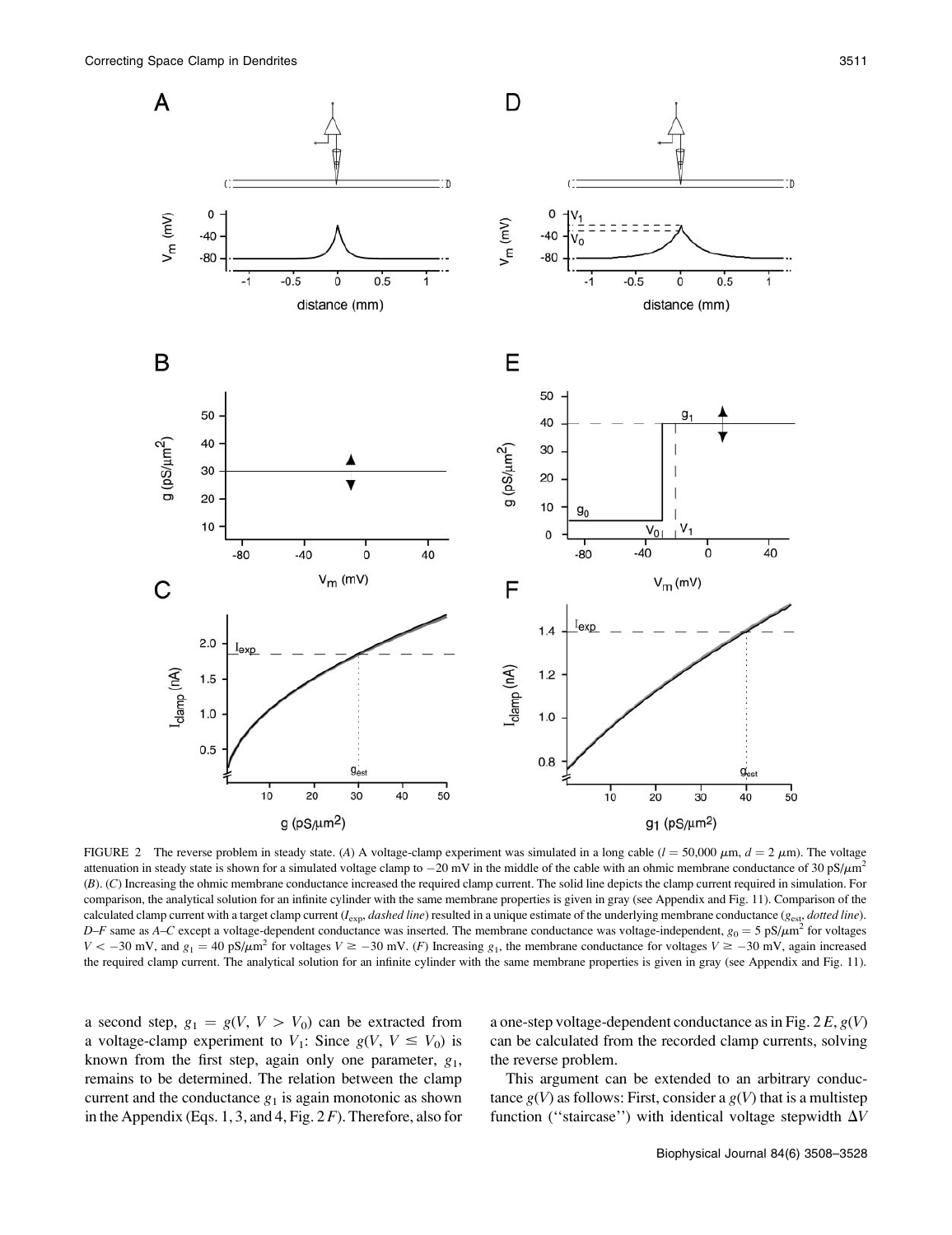FIGURE 2 The reverse problem in steady state. (*A*) A voltage-clamp experiment was simulated in a long cable ($l = 50{,}000\ \mu$m, $d = 2\ \mu$m). The voltage attenuation in steady state is shown for a simulated voltage clamp to $-20$ mV in the middle of the cable with an ohmic membrane conductance of 30 pS/$\mu$m$^2$ (*B*). (*C*) Increasing the ohmic membrane conductance increased the required clamp current. The solid line depicts the clamp current required in simulation. For comparison, the analytical solution for an infinite cylinder with the same membrane properties is given in gray (see Appendix and Fig. 11). Comparison of the calculated clamp current with a target clamp current ($I_{exp}$, *dashed line*) resulted in a unique estimate of the underlying membrane conductance ($g_{est}$, *dotted line*). *D*–*F* same as *A*–*C* except a voltage-dependent conductance was inserted. The membrane conductance was voltage-independent, $g_0 = 5$ pS/$\mu$m$^2$ for voltages $V < -30$ mV, and $g_1 = 40$ pS/$\mu$m$^2$ for voltages $V \geq -30$ mV. (*F*) Increasing $g_1$, the membrane conductance for voltages $V \geq -30$ mV, again increased the required clamp current. The analytical solution for an infinite cylinder with the same membrane properties is given in gray (see Appendix and Fig. 11).

a second step, $g_1 = g(V, V > V_0)$ can be extracted from a voltage-clamp experiment to $V_1$: Since $g(V, V \leq V_0)$ is known from the first step, again only one parameter, $g_1$, remains to be determined. The relation between the clamp current and the conductance $g_1$ is again monotonic as shown in the Appendix (Eqs. 1, 3, and 4, Fig. 2 *F*). Therefore, also for a one-step voltage-dependent conductance as in Fig. 2 *E*, $g(V)$ can be calculated from the recorded clamp currents, solving the reverse problem.

This argument can be extended to an arbitrary conductance $g(V)$ as follows: First, consider a $g(V)$ that is a multistep function (''staircase'') with identical voltage stepwidth $\Delta V$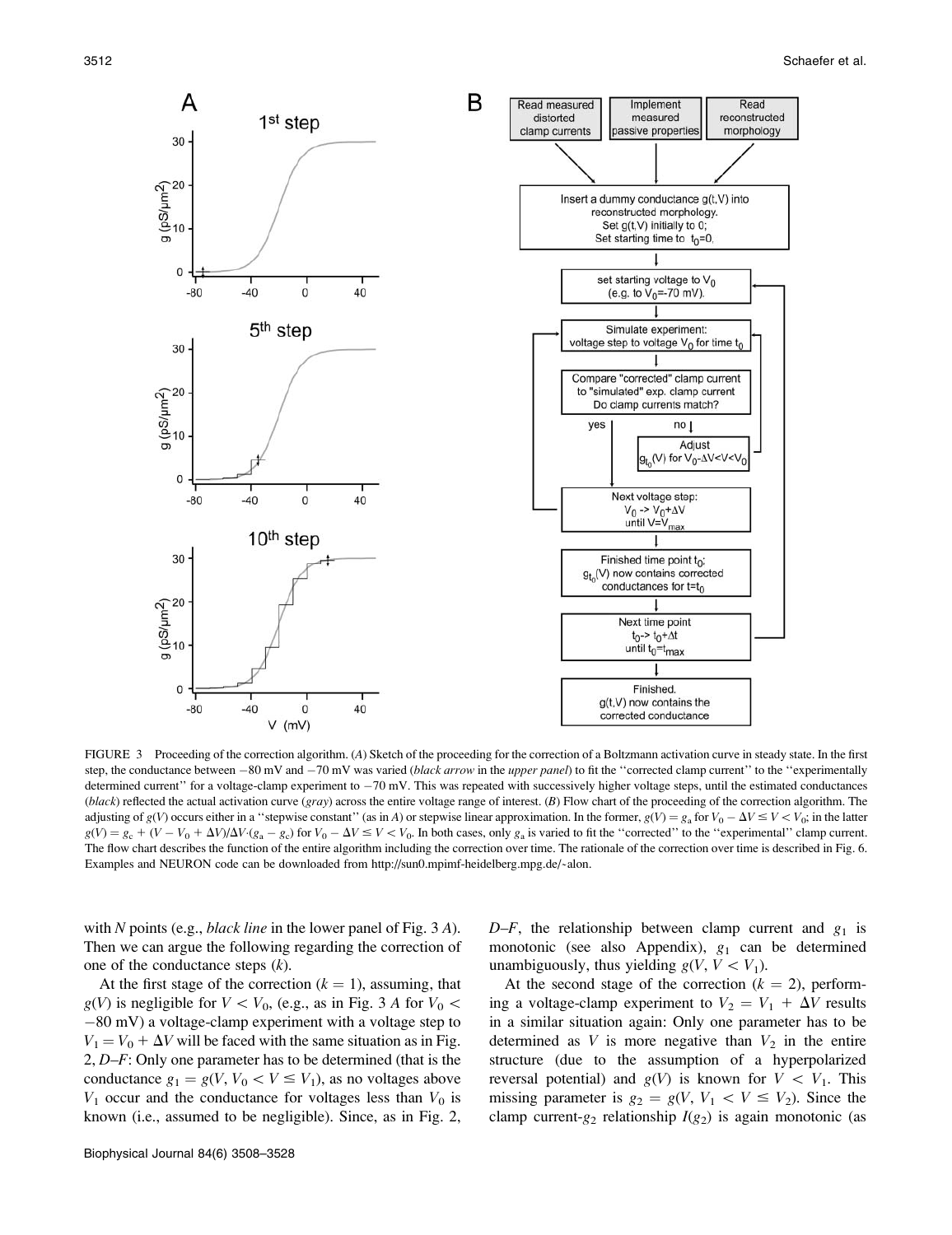FIGURE 3 Proceeding of the correction algorithm. (*A*) Sketch of the proceeding for the correction of a Boltzmann activation curve in steady state. In the first step, the conductance between −80 mV and −70 mV was varied (*black arrow* in the *upper panel*) to fit the ''corrected clamp current'' to the ''experimentally determined current'' for a voltage-clamp experiment to −70 mV. This was repeated with successively higher voltage steps, until the estimated conductances (*black*) reflected the actual activation curve (*gray*) across the entire voltage range of interest. (*B*) Flow chart of the proceeding of the correction algorithm. The adjusting of $g(V)$ occurs either in a ''stepwise constant'' (as in *A*) or stepwise linear approximation. In the former, $g(V) = g_a$ for $V_0 - \Delta V \leq V < V_0$; in the latter $g(V) = g_c + (V - V_0 + \Delta V)/\Delta V \cdot (g_a - g_c)$ for $V_0 - \Delta V \leq V < V_0$. In both cases, only $g_a$ is varied to fit the ''corrected'' to the ''experimental'' clamp current. The flow chart describes the function of the entire algorithm including the correction over time. The rationale of the correction over time is described in Fig. 6. Examples and NEURON code can be downloaded from http://sun0.mpimf-heidelberg.mpg.de/~alon.

with $N$ points (e.g., *black line* in the lower panel of Fig. 3 *A*). Then we can argue the following regarding the correction of one of the conductance steps ($k$).

At the first stage of the correction ($k = 1$), assuming, that $g(V)$ is negligible for $V < V_0$, (e.g., as in Fig. 3 *A* for $V_0 <$ −80 mV) a voltage-clamp experiment with a voltage step to $V_1 = V_0 + \Delta V$ will be faced with the same situation as in Fig. 2, *D–F*: Only one parameter has to be determined (that is the conductance $g_1 = g(V, V_0 < V \leq V_1)$, as no voltages above $V_1$ occur and the conductance for voltages less than $V_0$ is known (i.e., assumed to be negligible). Since, as in Fig. 2, *D–F*, the relationship between clamp current and $g_1$ is monotonic (see also Appendix), $g_1$ can be determined unambiguously, thus yielding $g(V, V < V_1)$.

At the second stage of the correction ($k = 2$), performing a voltage-clamp experiment to $V_2 = V_1 + \Delta V$ results in a similar situation again: Only one parameter has to be determined as $V$ is more negative than $V_2$ in the entire structure (due to the assumption of a hyperpolarized reversal potential) and $g(V)$ is known for $V < V_1$. This missing parameter is $g_2 = g(V, V_1 < V \leq V_2)$. Since the clamp current-$g_2$ relationship $I(g_2)$ is again monotonic (as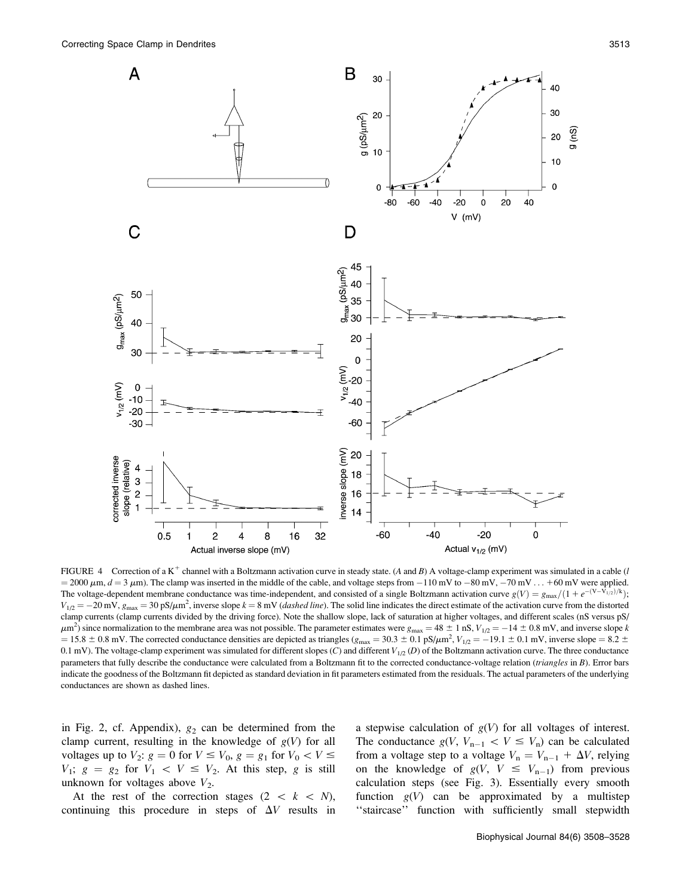FIGURE 4 Correction of a $K^+$ channel with a Boltzmann activation curve in steady state. (*A* and *B*) A voltage-clamp experiment was simulated in a cable ($l = 2000\ \mu m$, $d = 3\ \mu m$). The clamp was inserted in the middle of the cable, and voltage steps from $-110$ mV to $-80$ mV, $-70$ mV . . . $+60$ mV were applied. The voltage-dependent membrane conductance was time-independent, and consisted of a single Boltzmann activation curve $g(V) = g_{max}/(1 + e^{-(V-V_{1/2})/k})$; $V_{1/2} = -20$ mV, $g_{max} = 30\ pS/\mu m^2$, inverse slope $k = 8$ mV (*dashed line*). The solid line indicates the direct estimate of the activation curve from the distorted clamp currents (clamp currents divided by the driving force). Note the shallow slope, lack of saturation at higher voltages, and different scales (nS versus pS/$\mu m^2$) since normalization to the membrane area was not possible. The parameter estimates were $g_{max} = 48 \pm 1$ nS, $V_{1/2} = -14 \pm 0.8$ mV, and inverse slope $k = 15.8 \pm 0.8$ mV. The corrected conductance densities are depicted as triangles ($g_{max} = 30.3 \pm 0.1\ pS/\mu m^2$, $V_{1/2} = -19.1 \pm 0.1$ mV, inverse slope $= 8.2 \pm 0.1$ mV). The voltage-clamp experiment was simulated for different slopes (*C*) and different $V_{1/2}$ (*D*) of the Boltzmann activation curve. The three conductance parameters that fully describe the conductance were calculated from a Boltzmann fit to the corrected conductance-voltage relation (*triangles* in *B*). Error bars indicate the goodness of the Boltzmann fit depicted as standard deviation in fit parameters estimated from the residuals. The actual parameters of the underlying conductances are shown as dashed lines.

in Fig. 2, cf. Appendix), $g_2$ can be determined from the clamp current, resulting in the knowledge of $g(V)$ for all voltages up to $V_2$: $g = 0$ for $V \leq V_0$, $g = g_1$ for $V_0 < V \leq V_1$; $g = g_2$ for $V_1 < V \leq V_2$. At this step, $g$ is still unknown for voltages above $V_2$.

At the rest of the correction stages ($2 < k < N$), continuing this procedure in steps of $\Delta V$ results in a stepwise calculation of $g(V)$ for all voltages of interest. The conductance $g(V, V_{n-1} < V \leq V_n)$ can be calculated from a voltage step to a voltage $V_n = V_{n-1} + \Delta V$, relying on the knowledge of $g(V, V \leq V_{n-1})$ from previous calculation steps (see Fig. 3). Essentially every smooth function $g(V)$ can be approximated by a multistep ''staircase'' function with sufficiently small stepwidth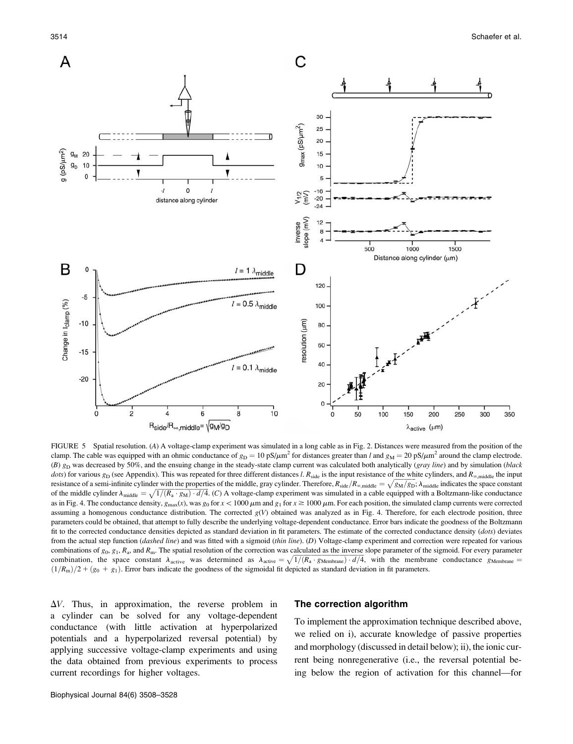FIGURE 5 Spatial resolution. (*A*) A voltage-clamp experiment was simulated in a long cable as in Fig. 2. Distances were measured from the position of the clamp. The cable was equipped with an ohmic conductance of $g_D = 10$ pS/$\mu$m$^2$ for distances greater than $l$ and $g_M = 20$ pS/$\mu$m$^2$ around the clamp electrode. (*B*) $g_D$ was decreased by 50%, and the ensuing change in the steady-state clamp current was calculated both analytically (*gray line*) and by simulation (*black dots*) for various $g_D$ (see Appendix). This was repeated for three different distances $l$. $R_{side}$ is the input resistance of the white cylinders, and $R_{\infty,middle}$ the input resistance of a semi-infinite cylinder with the properties of the middle, gray cylinder. Therefore, $R_{side}/R_{\infty,middle} = \sqrt{g_M/g_D}$; $\lambda_{middle}$ indicates the space constant of the middle cylinder $\lambda_{middle} = \sqrt{1/(R_a \cdot g_M) \cdot d/4}$. (*C*) A voltage-clamp experiment was simulated in a cable equipped with a Boltzmann-like conductance as in Fig. 4. The conductance density, $g_{max}(x)$, was $g_0$ for $x < 1000$ $\mu$m and $g_1$ for $x \geq 1000$ $\mu$m. For each position, the simulated clamp currents were corrected assuming a homogenous conductance distribution. The corrected $g(V)$ obtained was analyzed as in Fig. 4. Therefore, for each electrode position, three parameters could be obtained, that attempt to fully describe the underlying voltage-dependent conductance. Error bars indicate the goodness of the Boltzmann fit to the corrected conductance densities depicted as standard deviation in fit parameters. The estimate of the corrected conductance density (*dots*) deviates from the actual step function (*dashed line*) and was fitted with a sigmoid (*thin line*). (*D*) Voltage-clamp experiment and correction were repeated for various combinations of $g_0$, $g_1$, $R_a$, and $R_m$. The spatial resolution of the correction was calculated as the inverse slope parameter of the sigmoid. For every parameter combination, the space constant $\lambda_{active}$ was determined as $\lambda_{active} = \sqrt{1/(R_a \cdot g_{Membrane}) \cdot d/4}$, with the membrane conductance $g_{Membrane} = (1/R_m)/2 + (g_0 + g_1)$. Error bars indicate the goodness of the sigmoidal fit depicted as standard deviation in fit parameters.

$\Delta V$. Thus, in approximation, the reverse problem in a cylinder can be solved for any voltage-dependent conductance (with little activation at hyperpolarized potentials and a hyperpolarized reversal potential) by applying successive voltage-clamp experiments and using the data obtained from previous experiments to process current recordings for higher voltages.

### The correction algorithm

To implement the approximation technique described above, we relied on i), accurate knowledge of passive properties and morphology (discussed in detail below); ii), the ionic current being nonregenerative (i.e., the reversal potential being below the region of activation for this channel—for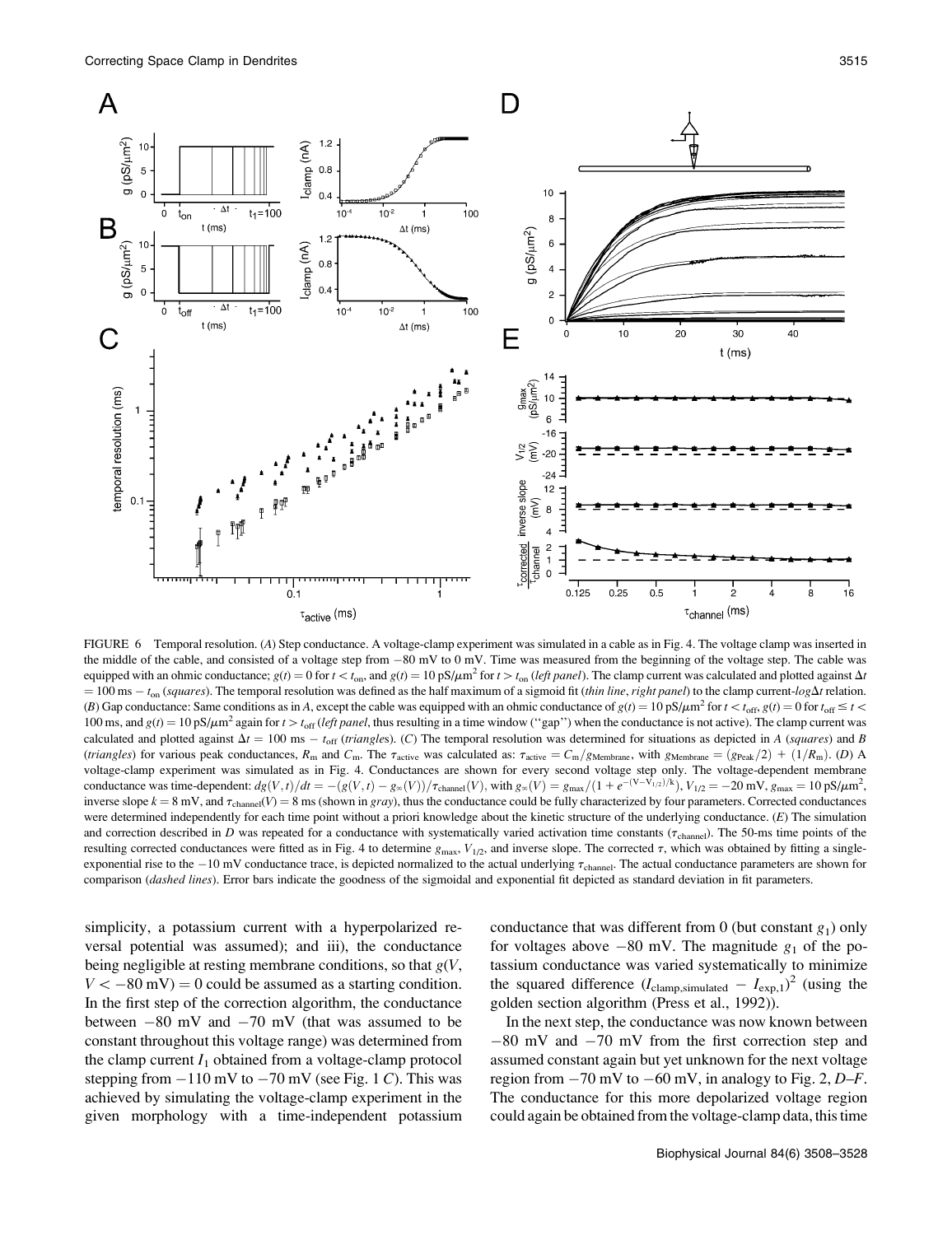FIGURE 6 Temporal resolution. (*A*) Step conductance. A voltage-clamp experiment was simulated in a cable as in Fig. 4. The voltage clamp was inserted in the middle of the cable, and consisted of a voltage step from −80 mV to 0 mV. Time was measured from the beginning of the voltage step. The cable was equipped with an ohmic conductance; $g(t) = 0$ for $t < t_{on}$, and $g(t) = 10\ \text{pS}/\mu\text{m}^2$ for $t > t_{on}$ (*left panel*). The clamp current was calculated and plotted against $\Delta t = 100\ \text{ms} - t_{on}$ (*squares*). The temporal resolution was defined as the half maximum of a sigmoid fit (*thin line*, *right panel*) to the clamp current-$log\Delta t$ relation. (*B*) Gap conductance: Same conditions as in *A*, except the cable was equipped with an ohmic conductance of $g(t) = 10\ \text{pS}/\mu\text{m}^2$ for $t < t_{off}$, $g(t) = 0$ for $t_{off} \leq t < 100$ ms, and $g(t) = 10\ \text{pS}/\mu\text{m}^2$ again for $t > t_{off}$ (*left panel*, thus resulting in a time window ("gap") when the conductance is not active). The clamp current was calculated and plotted against $\Delta t = 100\ \text{ms} - t_{off}$ (*triangles*). (*C*) The temporal resolution was determined for situations as depicted in *A* (*squares*) and *B* (*triangles*) for various peak conductances, $R_m$ and $C_m$. The $\tau_{active}$ was calculated as: $\tau_{active} = C_m/g_{Membrane}$, with $g_{Membrane} = (g_{Peak}/2) + (1/R_m)$. (*D*) A voltage-clamp experiment was simulated as in Fig. 4. Conductances are shown for every second voltage step only. The voltage-dependent membrane conductance was time-dependent: $dg(V,t)/dt = -(g(V,t) - g_\infty(V))/\tau_{channel}(V)$, with $g_\infty(V) = g_{max}/(1 + e^{-(V-V_{1/2})/k})$, $V_{1/2} = -20$ mV, $g_{max} = 10\ \text{pS}/\mu\text{m}^2$, inverse slope $k = 8$ mV, and $\tau_{channel}(V) = 8$ ms (shown in *gray*), thus the conductance could be fully characterized by four parameters. Corrected conductances were determined independently for each time point without a priori knowledge about the kinetic structure of the underlying conductance. (*E*) The simulation and correction described in *D* was repeated for a conductance with systematically varied activation time constants ($\tau_{channel}$). The 50-ms time points of the resulting corrected conductances were fitted as in Fig. 4 to determine $g_{max}$, $V_{1/2}$, and inverse slope. The corrected $\tau$, which was obtained by fitting a single-exponential rise to the −10 mV conductance trace, is depicted normalized to the actual underlying $\tau_{channel}$. The actual conductance parameters are shown for comparison (*dashed lines*). Error bars indicate the goodness of the sigmoidal and exponential fit depicted as standard deviation in fit parameters.

simplicity, a potassium current with a hyperpolarized reversal potential was assumed); and iii), the conductance being negligible at resting membrane conditions, so that $g(V, V < -80\ \text{mV}) = 0$ could be assumed as a starting condition. In the first step of the correction algorithm, the conductance between −80 mV and −70 mV (that was assumed to be constant throughout this voltage range) was determined from the clamp current $I_1$ obtained from a voltage-clamp protocol stepping from −110 mV to −70 mV (see Fig. 1 *C*). This was achieved by simulating the voltage-clamp experiment in the given morphology with a time-independent potassium conductance that was different from 0 (but constant $g_1$) only for voltages above −80 mV. The magnitude $g_1$ of the potassium conductance was varied systematically to minimize the squared difference $(I_{clamp,simulated} - I_{exp,1})^2$ (using the golden section algorithm (Press et al., 1992)).

In the next step, the conductance was now known between −80 mV and −70 mV from the first correction step and assumed constant again but yet unknown for the next voltage region from −70 mV to −60 mV, in analogy to Fig. 2, *D–F*. The conductance for this more depolarized voltage region could again be obtained from the voltage-clamp data, this time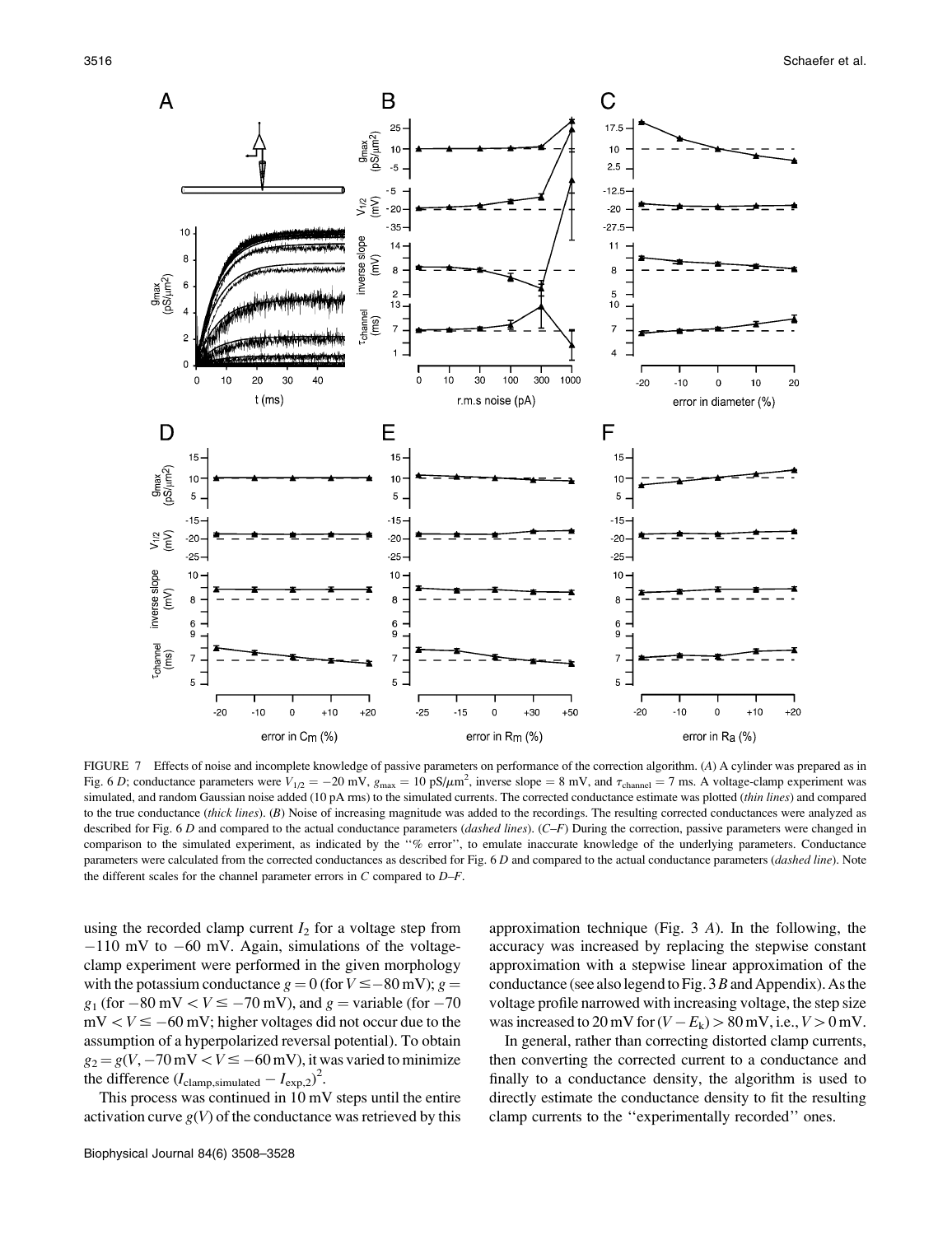FIGURE 7 Effects of noise and incomplete knowledge of passive parameters on performance of the correction algorithm. (*A*) A cylinder was prepared as in Fig. 6 *D*; conductance parameters were $V_{1/2} = -20$ mV, $g_{max} = 10$ pS/μm$^2$, inverse slope = 8 mV, and $\tau_{channel} = 7$ ms. A voltage-clamp experiment was simulated, and random Gaussian noise added (10 pA rms) to the simulated currents. The corrected conductance estimate was plotted (*thin lines*) and compared to the true conductance (*thick lines*). (*B*) Noise of increasing magnitude was added to the recordings. The resulting corrected conductances were analyzed as described for Fig. 6 *D* and compared to the actual conductance parameters (*dashed lines*). (*C–F*) During the correction, passive parameters were changed in comparison to the simulated experiment, as indicated by the "% error", to emulate inaccurate knowledge of the underlying parameters. Conductance parameters were calculated from the corrected conductances as described for Fig. 6 *D* and compared to the actual conductance parameters (*dashed line*). Note the different scales for the channel parameter errors in *C* compared to *D–F*.

using the recorded clamp current $I_2$ for a voltage step from −110 mV to −60 mV. Again, simulations of the voltage-clamp experiment were performed in the given morphology with the potassium conductance $g = 0$ (for $V \leq -80$ mV); $g = g_1$ (for $-80\text{ mV} < V \leq -70$ mV), and $g$ = variable (for $-70\text{ mV} < V \leq -60$ mV; higher voltages did not occur due to the assumption of a hyperpolarized reversal potential). To obtain $g_2 = g(V, -70\text{ mV} < V \leq -60\text{ mV})$, it was varied to minimize the difference $(I_{clamp,simulated} - I_{exp,2})^2$.

This process was continued in 10 mV steps until the entire activation curve $g(V)$ of the conductance was retrieved by this approximation technique (Fig. 3 *A*). In the following, the accuracy was increased by replacing the stepwise constant approximation with a stepwise linear approximation of the conductance (see also legend to Fig. 3 *B* and Appendix). As the voltage profile narrowed with increasing voltage, the step size was increased to 20 mV for $(V - E_k) > 80$ mV, i.e., $V > 0$ mV.

In general, rather than correcting distorted clamp currents, then converting the corrected current to a conductance and finally to a conductance density, the algorithm is used to directly estimate the conductance density to fit the resulting clamp currents to the "experimentally recorded" ones.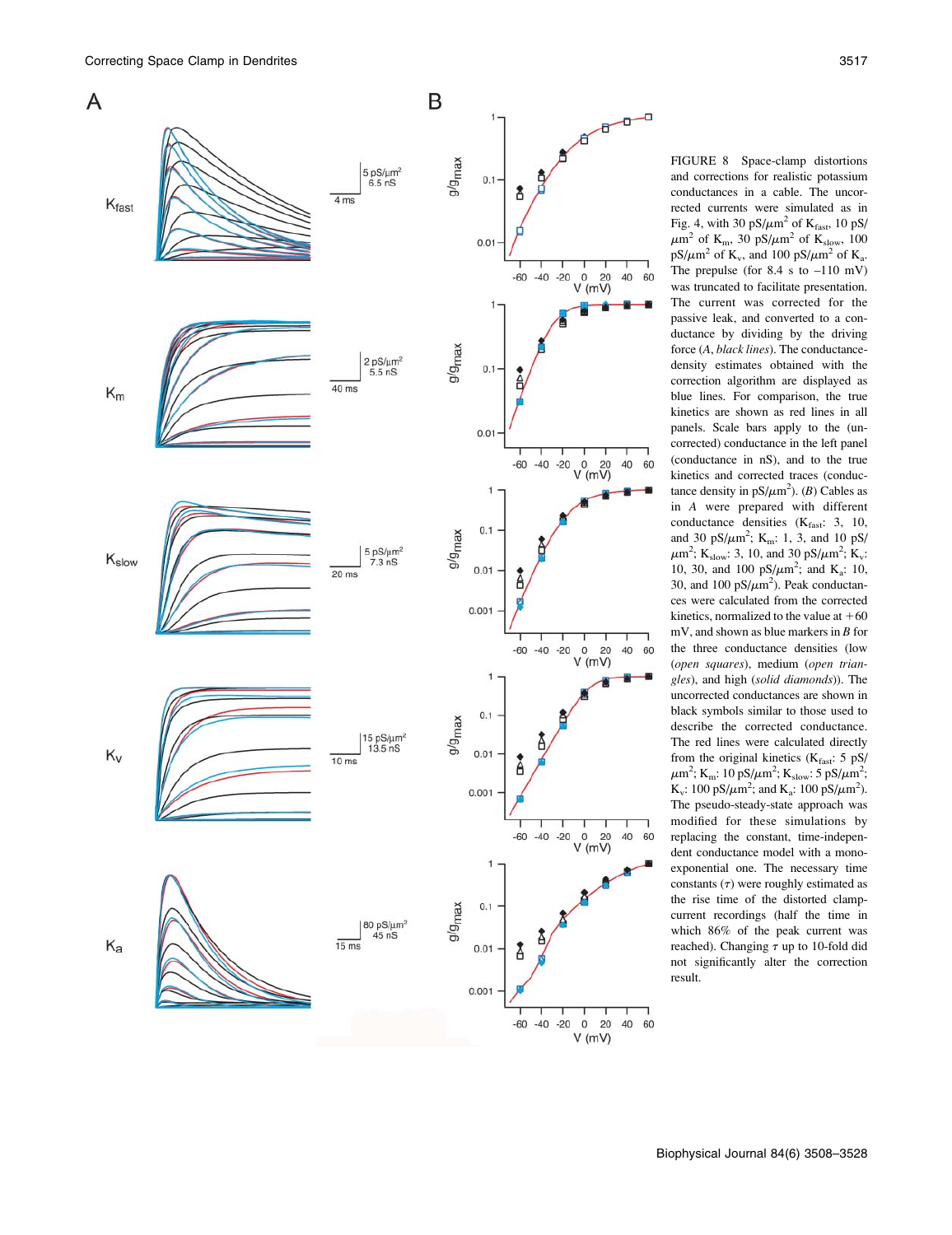FIGURE 8 Space-clamp distortions and corrections for realistic potassium conductances in a cable. The uncorrected currents were simulated as in Fig. 4, with 30 pS/$\mu$m$^2$ of $K_{fast}$, 10 pS/$\mu$m$^2$ of $K_m$, 30 pS/$\mu$m$^2$ of $K_{slow}$, 100 pS/$\mu$m$^2$ of $K_v$, and 100 pS/$\mu$m$^2$ of $K_a$. The prepulse (for 8.4 s to –110 mV) was truncated to facilitate presentation. The current was corrected for the passive leak, and converted to a conductance by dividing by the driving force (*A*, *black lines*). The conductance-density estimates obtained with the correction algorithm are displayed as blue lines. For comparison, the true kinetics are shown as red lines in all panels. Scale bars apply to the (uncorrected) conductance in the left panel (conductance in nS), and to the true kinetics and corrected traces (conductance density in pS/$\mu$m$^2$). (*B*) Cables as in *A* were prepared with different conductance densities ($K_{fast}$: 3, 10, and 30 pS/$\mu$m$^2$; $K_m$: 1, 3, and 10 pS/$\mu$m$^2$; $K_{slow}$: 3, 10, and 30 pS/$\mu$m$^2$; $K_v$: 10, 30, and 100 pS/$\mu$m$^2$; and $K_a$: 10, 30, and 100 pS/$\mu$m$^2$). Peak conductances were calculated from the corrected kinetics, normalized to the value at +60 mV, and shown as blue markers in *B* for the three conductance densities (low (*open squares*), medium (*open triangles*), and high (*solid diamonds*)). The uncorrected conductances are shown in black symbols similar to those used to describe the corrected conductance. The red lines were calculated directly from the original kinetics ($K_{fast}$: 5 pS/$\mu$m$^2$; $K_m$: 10 pS/$\mu$m$^2$; $K_{slow}$: 5 pS/$\mu$m$^2$; $K_v$: 100 pS/$\mu$m$^2$; and $K_a$: 100 pS/$\mu$m$^2$). The pseudo-steady-state approach was modified for these simulations by replacing the constant, time-independent conductance model with a monoexponential one. The necessary time constants ($\tau$) were roughly estimated as the rise time of the distorted clamp-current recordings (half the time in which 86% of the peak current was reached). Changing $\tau$ up to 10-fold did not significantly alter the correction result.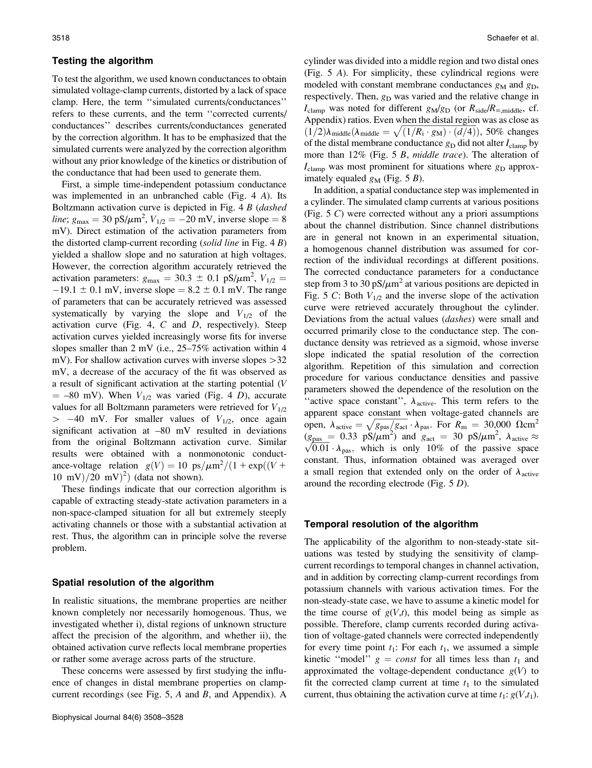## Testing the algorithm

To test the algorithm, we used known conductances to obtain simulated voltage-clamp currents, distorted by a lack of space clamp. Here, the term ''simulated currents/conductances'' refers to these currents, and the term ''corrected currents/conductances'' describes currents/conductances generated by the correction algorithm. It has to be emphasized that the simulated currents were analyzed by the correction algorithm without any prior knowledge of the kinetics or distribution of the conductance that had been used to generate them.

First, a simple time-independent potassium conductance was implemented in an unbranched cable (Fig. 4 *A*). Its Boltzmann activation curve is depicted in Fig. 4 *B* (*dashed line*; $g_{\max} = 30$ pS/$\mu$m$^2$, $V_{1/2} = -20$ mV, inverse slope = 8 mV). Direct estimation of the activation parameters from the distorted clamp-current recording (*solid line* in Fig. 4 *B*) yielded a shallow slope and no saturation at high voltages. However, the correction algorithm accurately retrieved the activation parameters: $g_{\max} = 30.3 \pm 0.1$ pS/$\mu$m$^2$, $V_{1/2} = -19.1 \pm 0.1$ mV, inverse slope = $8.2 \pm 0.1$ mV. The range of parameters that can be accurately retrieved was assessed systematically by varying the slope and $V_{1/2}$ of the activation curve (Fig. 4, *C* and *D*, respectively). Steep activation curves yielded increasingly worse fits for inverse slopes smaller than 2 mV (i.e., 25–75% activation within 4 mV). For shallow activation curves with inverse slopes >32 mV, a decrease of the accuracy of the fit was observed as a result of significant activation at the starting potential ($V = -80$ mV). When $V_{1/2}$ was varied (Fig. 4 *D*), accurate values for all Boltzmann parameters were retrieved for $V_{1/2} > -40$ mV. For smaller values of $V_{1/2}$, once again significant activation at –80 mV resulted in deviations from the original Boltzmann activation curve. Similar results were obtained with a nonmonotonic conductance-voltage relation $g(V) = 10\ \text{ps}/\mu\text{m}^2/(1 + \exp((V + 10\ \text{mV})/20\ \text{mV})^2)$ (data not shown).

These findings indicate that our correction algorithm is capable of extracting steady-state activation parameters in a non-space-clamped situation for all but extremely steeply activating channels or those with a substantial activation at rest. Thus, the algorithm can in principle solve the reverse problem.

## Spatial resolution of the algorithm

In realistic situations, the membrane properties are neither known completely nor necessarily homogenous. Thus, we investigated whether i), distal regions of unknown structure affect the precision of the algorithm, and whether ii), the obtained activation curve reflects local membrane properties or rather some average across parts of the structure.

These concerns were assessed by first studying the influence of changes in distal membrane properties on clamp-current recordings (see Fig. 5, *A* and *B*, and Appendix). A cylinder was divided into a middle region and two distal ones (Fig. 5 *A*). For simplicity, these cylindrical regions were modeled with constant membrane conductances $g_M$ and $g_D$, respectively. Then, $g_D$ was varied and the relative change in $I_{\text{clamp}}$ was noted for different $g_M/g_D$ (or $R_{\text{side}}/R_{\infty,\text{middle}}$, cf. Appendix) ratios. Even when the distal region was as close as $(1/2)\lambda_{\text{middle}}(\lambda_{\text{middle}} = \sqrt{(1/R_i \cdot g_M) \cdot (d/4)})$, 50% changes of the distal membrane conductance $g_D$ did not alter $I_{\text{clamp}}$ by more than 12% (Fig. 5 *B*, *middle trace*). The alteration of $I_{\text{clamp}}$ was most prominent for situations where $g_D$ approximately equaled $g_M$ (Fig. 5 *B*).

In addition, a spatial conductance step was implemented in a cylinder. The simulated clamp currents at various positions (Fig. 5 *C*) were corrected without any a priori assumptions about the channel distribution. Since channel distributions are in general not known in an experimental situation, a homogenous channel distribution was assumed for correction of the individual recordings at different positions. The corrected conductance parameters for a conductance step from 3 to 30 pS/$\mu$m$^2$ at various positions are depicted in Fig. 5 *C*: Both $V_{1/2}$ and the inverse slope of the activation curve were retrieved accurately throughout the cylinder. Deviations from the actual values (*dashes*) were small and occurred primarily close to the conductance step. The conductance density was retrieved as a sigmoid, whose inverse slope indicated the spatial resolution of the correction algorithm. Repetition of this simulation and correction procedure for various conductance densities and passive parameters showed the dependence of the resolution on the ''active space constant'', $\lambda_{\text{active}}$. This term refers to the apparent space constant when voltage-gated channels are open, $\lambda_{\text{active}} = \sqrt{g_{\text{pas}}/g_{\text{act}}} \cdot \lambda_{\text{pas}}$. For $R_m = 30{,}000\ \Omega\text{cm}^2$ ($g_{\text{pas}} = 0.33$ pS/$\mu$m$^2$) and $g_{\text{act}} = 30$ pS/$\mu$m$^2$, $\lambda_{\text{active}} \approx \sqrt{0.01} \cdot \lambda_{\text{pas}}$, which is only 10% of the passive space constant. Thus, information obtained was averaged over a small region that extended only on the order of $\lambda_{\text{active}}$ around the recording electrode (Fig. 5 *D*).

## Temporal resolution of the algorithm

The applicability of the algorithm to non-steady-state situations was tested by studying the sensitivity of clamp-current recordings to temporal changes in channel activation, and in addition by correcting clamp-current recordings from potassium channels with various activation times. For the non-steady-state case, we have to assume a kinetic model for the time course of $g(V,t)$, this model being as simple as possible. Therefore, clamp currents recorded during activation of voltage-gated channels were corrected independently for every time point $t_1$: For each $t_1$, we assumed a simple kinetic ''model'' $g = const$ for all times less than $t_1$ and approximated the voltage-dependent conductance $g(V)$ to fit the corrected clamp current at time $t_1$ to the simulated current, thus obtaining the activation curve at time $t_1$: $g(V,t_1)$.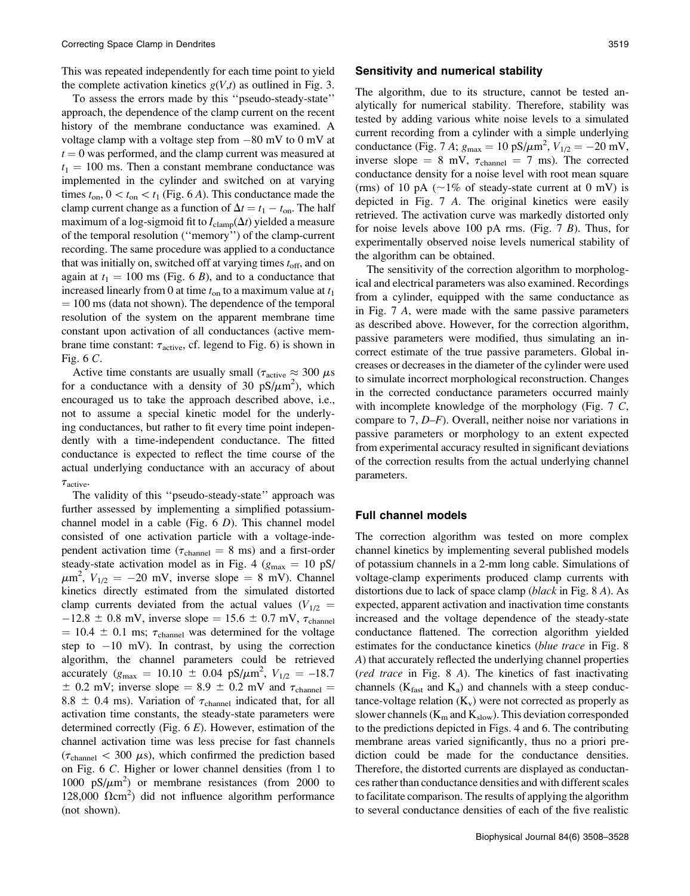This was repeated independently for each time point to yield the complete activation kinetics $g(V,t)$ as outlined in Fig. 3.

To assess the errors made by this ''pseudo-steady-state'' approach, the dependence of the clamp current on the recent history of the membrane conductance was examined. A voltage clamp with a voltage step from $-80$ mV to 0 mV at $t = 0$ was performed, and the clamp current was measured at $t_1 = 100$ ms. Then a constant membrane conductance was implemented in the cylinder and switched on at varying times $t_{on}$, $0 < t_{on} < t_1$ (Fig. 6 *A*). This conductance made the clamp current change as a function of $\Delta t = t_1 - t_{on}$. The half maximum of a log-sigmoid fit to $I_{clamp}(\Delta t)$ yielded a measure of the temporal resolution (''memory'') of the clamp-current recording. The same procedure was applied to a conductance that was initially on, switched off at varying times $t_{off}$, and on again at $t_1 = 100$ ms (Fig. 6 *B*), and to a conductance that increased linearly from 0 at time $t_{on}$ to a maximum value at $t_1 = 100$ ms (data not shown). The dependence of the temporal resolution of the system on the apparent membrane time constant upon activation of all conductances (active membrane time constant: $\tau_{active}$, cf. legend to Fig. 6) is shown in Fig. 6 *C*.

Active time constants are usually small ($\tau_{active} \approx 300$ $\mu$s for a conductance with a density of 30 pS/$\mu$m$^2$), which encouraged us to take the approach described above, i.e., not to assume a special kinetic model for the underlying conductances, but rather to fit every time point independently with a time-independent conductance. The fitted conductance is expected to reflect the time course of the actual underlying conductance with an accuracy of about $\tau_{active}$.

The validity of this ''pseudo-steady-state'' approach was further assessed by implementing a simplified potassium-channel model in a cable (Fig. 6 *D*). This channel model consisted of one activation particle with a voltage-independent activation time ($\tau_{channel} = 8$ ms) and a first-order steady-state activation model as in Fig. 4 ($g_{max} = 10$ pS/$\mu$m$^2$, $V_{1/2} = -20$ mV, inverse slope = 8 mV). Channel kinetics directly estimated from the simulated distorted clamp currents deviated from the actual values ($V_{1/2} = -12.8 \pm 0.8$ mV, inverse slope = $15.6 \pm 0.7$ mV, $\tau_{channel} = 10.4 \pm 0.1$ ms; $\tau_{channel}$ was determined for the voltage step to $-10$ mV). In contrast, by using the correction algorithm, the channel parameters could be retrieved accurately ($g_{max} = 10.10 \pm 0.04$ pS/$\mu$m$^2$, $V_{1/2} = -18.7 \pm 0.2$ mV; inverse slope = $8.9 \pm 0.2$ mV and $\tau_{channel} = 8.8 \pm 0.4$ ms). Variation of $\tau_{channel}$ indicated that, for all activation time constants, the steady-state parameters were determined correctly (Fig. 6 *E*). However, estimation of the channel activation time was less precise for fast channels ($\tau_{channel} < 300$ $\mu$s), which confirmed the prediction based on Fig. 6 *C*. Higher or lower channel densities (from 1 to 1000 pS/$\mu$m$^2$) or membrane resistances (from 2000 to 128,000 $\Omega$cm$^2$) did not influence algorithm performance (not shown).

## Sensitivity and numerical stability

The algorithm, due to its structure, cannot be tested analytically for numerical stability. Therefore, stability was tested by adding various white noise levels to a simulated current recording from a cylinder with a simple underlying conductance (Fig. 7 *A*; $g_{max} = 10$ pS/$\mu$m$^2$, $V_{1/2} = -20$ mV, inverse slope = 8 mV, $\tau_{channel} = 7$ ms). The corrected conductance density for a noise level with root mean square (rms) of 10 pA (~1% of steady-state current at 0 mV) is depicted in Fig. 7 *A*. The original kinetics were easily retrieved. The activation curve was markedly distorted only for noise levels above 100 pA rms. (Fig. 7 *B*). Thus, for experimentally observed noise levels numerical stability of the algorithm can be obtained.

The sensitivity of the correction algorithm to morphological and electrical parameters was also examined. Recordings from a cylinder, equipped with the same conductance as in Fig. 7 *A*, were made with the same passive parameters as described above. However, for the correction algorithm, passive parameters were modified, thus simulating an incorrect estimate of the true passive parameters. Global increases or decreases in the diameter of the cylinder were used to simulate incorrect morphological reconstruction. Changes in the corrected conductance parameters occurred mainly with incomplete knowledge of the morphology (Fig. 7 *C*, compare to 7, *D–F*). Overall, neither noise nor variations in passive parameters or morphology to an extent expected from experimental accuracy resulted in significant deviations of the correction results from the actual underlying channel parameters.

## Full channel models

The correction algorithm was tested on more complex channel kinetics by implementing several published models of potassium channels in a 2-mm long cable. Simulations of voltage-clamp experiments produced clamp currents with distortions due to lack of space clamp (*black* in Fig. 8 *A*). As expected, apparent activation and inactivation time constants increased and the voltage dependence of the steady-state conductance flattened. The correction algorithm yielded estimates for the conductance kinetics (*blue trace* in Fig. 8 *A*) that accurately reflected the underlying channel properties (*red trace* in Fig. 8 *A*). The kinetics of fast inactivating channels ($K_{fast}$ and $K_a$) and channels with a steep conductance-voltage relation ($K_v$) were not corrected as properly as slower channels ($K_m$ and $K_{slow}$). This deviation corresponded to the predictions depicted in Figs. 4 and 6. The contributing membrane areas varied significantly, thus no a priori prediction could be made for the conductance densities. Therefore, the distorted currents are displayed as conductances rather than conductance densities and with different scales to facilitate comparison. The results of applying the algorithm to several conductance densities of each of the five realistic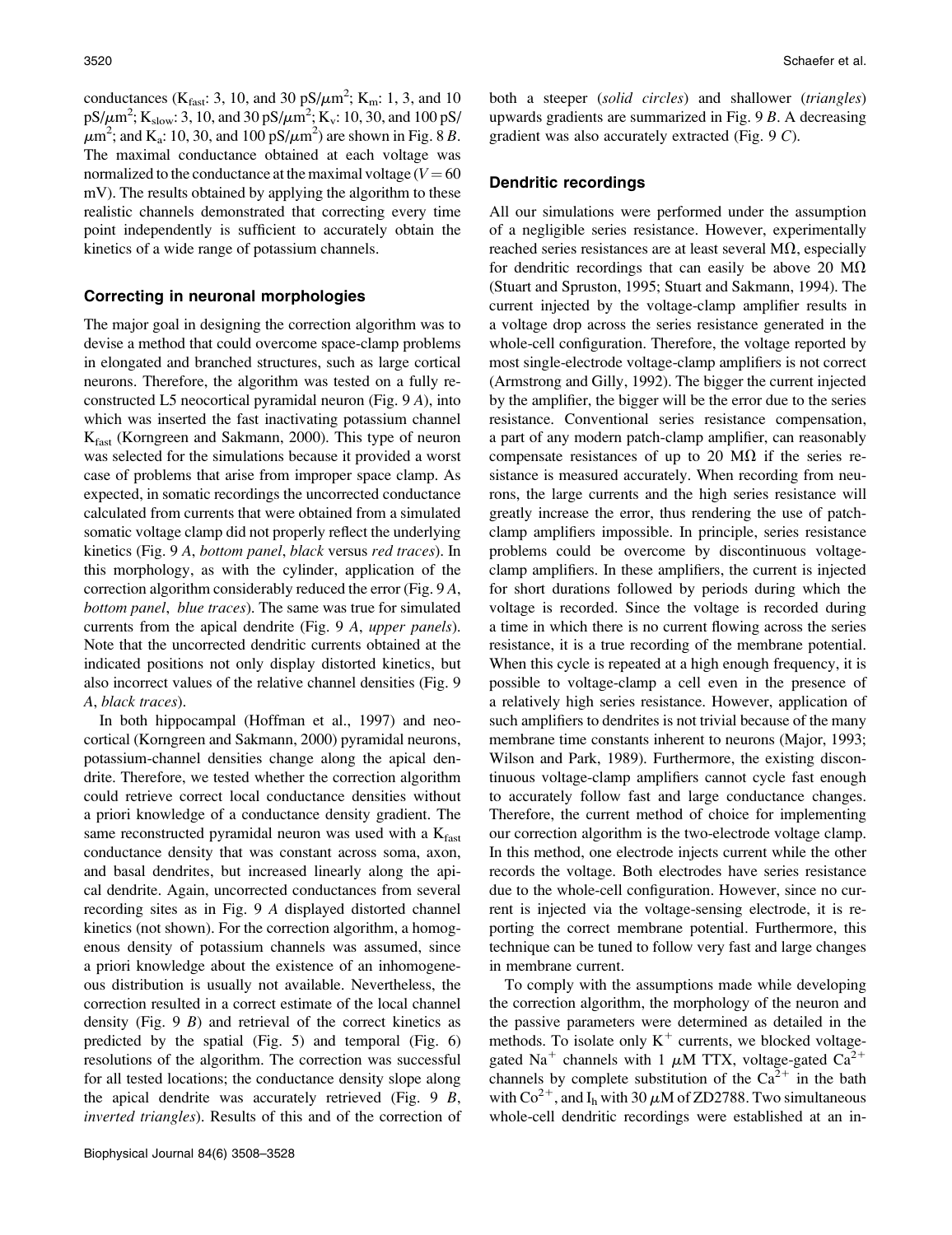conductances ($K_{fast}$: 3, 10, and 30 pS/$\mu$m$^2$; $K_m$: 1, 3, and 10 pS/$\mu$m$^2$; $K_{slow}$: 3, 10, and 30 pS/$\mu$m$^2$; $K_v$: 10, 30, and 100 pS/$\mu$m$^2$; and $K_a$: 10, 30, and 100 pS/$\mu$m$^2$) are shown in Fig. 8 *B*. The maximal conductance obtained at each voltage was normalized to the conductance at the maximal voltage ($V = 60$ mV). The results obtained by applying the algorithm to these realistic channels demonstrated that correcting every time point independently is sufficient to accurately obtain the kinetics of a wide range of potassium channels.

## Correcting in neuronal morphologies

The major goal in designing the correction algorithm was to devise a method that could overcome space-clamp problems in elongated and branched structures, such as large cortical neurons. Therefore, the algorithm was tested on a fully reconstructed L5 neocortical pyramidal neuron (Fig. 9 *A*), into which was inserted the fast inactivating potassium channel $K_{fast}$ (Korngreen and Sakmann, 2000). This type of neuron was selected for the simulations because it provided a worst case of problems that arise from improper space clamp. As expected, in somatic recordings the uncorrected conductance calculated from currents that were obtained from a simulated somatic voltage clamp did not properly reflect the underlying kinetics (Fig. 9 *A*, *bottom panel*, *black* versus *red traces*). In this morphology, as with the cylinder, application of the correction algorithm considerably reduced the error (Fig. 9 *A*, *bottom panel*, *blue traces*). The same was true for simulated currents from the apical dendrite (Fig. 9 *A*, *upper panels*). Note that the uncorrected dendritic currents obtained at the indicated positions not only display distorted kinetics, but also incorrect values of the relative channel densities (Fig. 9 *A*, *black traces*).

In both hippocampal (Hoffman et al., 1997) and neocortical (Korngreen and Sakmann, 2000) pyramidal neurons, potassium-channel densities change along the apical dendrite. Therefore, we tested whether the correction algorithm could retrieve correct local conductance densities without a priori knowledge of a conductance density gradient. The same reconstructed pyramidal neuron was used with a $K_{fast}$ conductance density that was constant across soma, axon, and basal dendrites, but increased linearly along the apical dendrite. Again, uncorrected conductances from several recording sites as in Fig. 9 *A* displayed distorted channel kinetics (not shown). For the correction algorithm, a homogenous density of potassium channels was assumed, since a priori knowledge about the existence of an inhomogeneous distribution is usually not available. Nevertheless, the correction resulted in a correct estimate of the local channel density (Fig. 9 *B*) and retrieval of the correct kinetics as predicted by the spatial (Fig. 5) and temporal (Fig. 6) resolutions of the algorithm. The correction was successful for all tested locations; the conductance density slope along the apical dendrite was accurately retrieved (Fig. 9 *B*, *inverted triangles*). Results of this and of the correction of both a steeper (*solid circles*) and shallower (*triangles*) upwards gradients are summarized in Fig. 9 *B*. A decreasing gradient was also accurately extracted (Fig. 9 *C*).

## Dendritic recordings

All our simulations were performed under the assumption of a negligible series resistance. However, experimentally reached series resistances are at least several M$\Omega$, especially for dendritic recordings that can easily be above 20 M$\Omega$ (Stuart and Spruston, 1995; Stuart and Sakmann, 1994). The current injected by the voltage-clamp amplifier results in a voltage drop across the series resistance generated in the whole-cell configuration. Therefore, the voltage reported by most single-electrode voltage-clamp amplifiers is not correct (Armstrong and Gilly, 1992). The bigger the current injected by the amplifier, the bigger will be the error due to the series resistance. Conventional series resistance compensation, a part of any modern patch-clamp amplifier, can reasonably compensate resistances of up to 20 M$\Omega$ if the series resistance is measured accurately. When recording from neurons, the large currents and the high series resistance will greatly increase the error, thus rendering the use of patch-clamp amplifiers impossible. In principle, series resistance problems could be overcome by discontinuous voltage-clamp amplifiers. In these amplifiers, the current is injected for short durations followed by periods during which the voltage is recorded. Since the voltage is recorded during a time in which there is no current flowing across the series resistance, it is a true recording of the membrane potential. When this cycle is repeated at a high enough frequency, it is possible to voltage-clamp a cell even in the presence of a relatively high series resistance. However, application of such amplifiers to dendrites is not trivial because of the many membrane time constants inherent to neurons (Major, 1993; Wilson and Park, 1989). Furthermore, the existing discontinuous voltage-clamp amplifiers cannot cycle fast enough to accurately follow fast and large conductance changes. Therefore, the current method of choice for implementing our correction algorithm is the two-electrode voltage clamp. In this method, one electrode injects current while the other records the voltage. Both electrodes have series resistance due to the whole-cell configuration. However, since no current is injected via the voltage-sensing electrode, it is reporting the correct membrane potential. Furthermore, this technique can be tuned to follow very fast and large changes in membrane current.

To comply with the assumptions made while developing the correction algorithm, the morphology of the neuron and the passive parameters were determined as detailed in the methods. To isolate only $K^+$ currents, we blocked voltage-gated $Na^+$ channels with 1 $\mu$M TTX, voltage-gated $Ca^{2+}$ channels by complete substitution of the $Ca^{2+}$ in the bath with $Co^{2+}$, and $I_h$ with 30 $\mu$M of ZD2788. Two simultaneous whole-cell dendritic recordings were established at an in-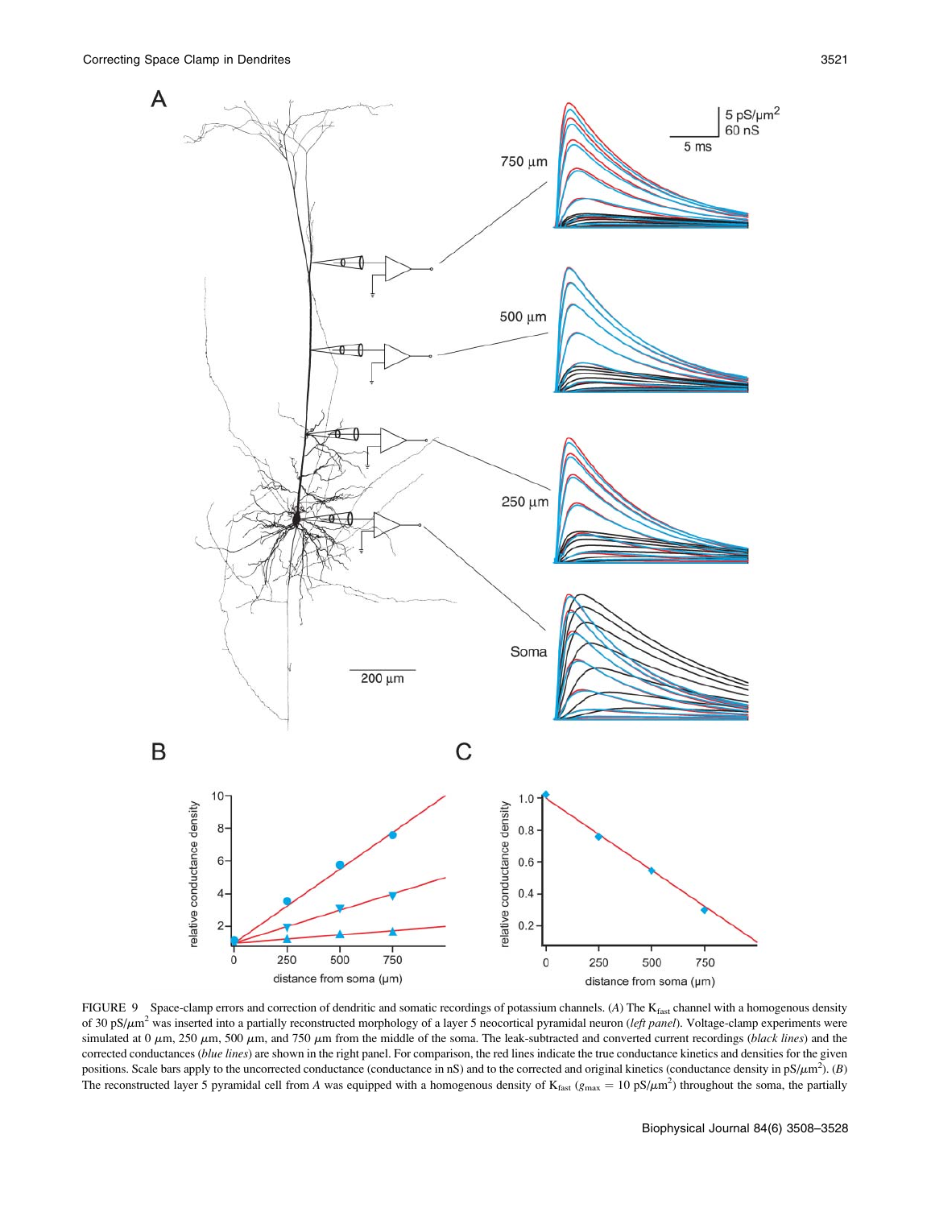FIGURE 9 Space-clamp errors and correction of dendritic and somatic recordings of potassium channels. (*A*) The $K_{fast}$ channel with a homogenous density of 30 pS/$\mu$m$^2$ was inserted into a partially reconstructed morphology of a layer 5 neocortical pyramidal neuron (*left panel*). Voltage-clamp experiments were simulated at 0 $\mu$m, 250 $\mu$m, 500 $\mu$m, and 750 $\mu$m from the middle of the soma. The leak-subtracted and converted current recordings (*black lines*) and the corrected conductances (*blue lines*) are shown in the right panel. For comparison, the red lines indicate the true conductance kinetics and densities for the given positions. Scale bars apply to the uncorrected conductance (conductance in nS) and to the corrected and original kinetics (conductance density in pS/$\mu$m$^2$). (*B*) The reconstructed layer 5 pyramidal cell from *A* was equipped with a homogenous density of $K_{fast}$ ($g_{max}$ = 10 pS/$\mu$m$^2$) throughout the soma, the partially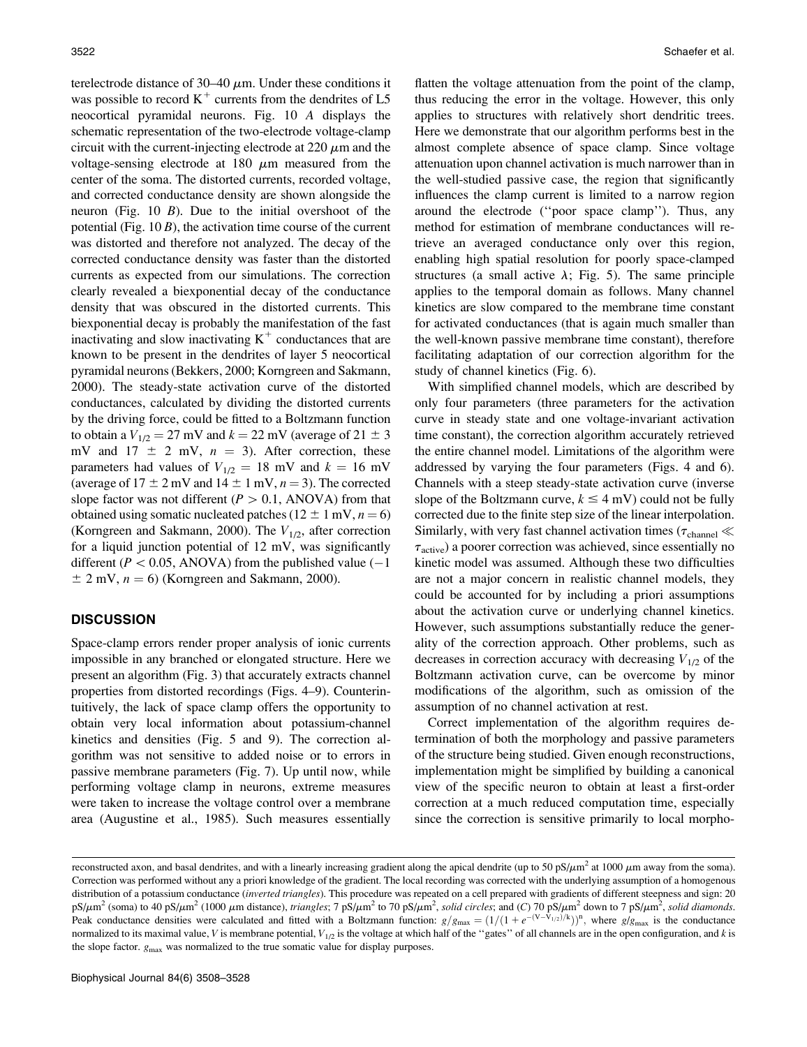terelectrode distance of 30–40 $\mu$m. Under these conditions it was possible to record $K^+$ currents from the dendrites of L5 neocortical pyramidal neurons. Fig. 10 *A* displays the schematic representation of the two-electrode voltage-clamp circuit with the current-injecting electrode at 220 $\mu$m and the voltage-sensing electrode at 180 $\mu$m measured from the center of the soma. The distorted currents, recorded voltage, and corrected conductance density are shown alongside the neuron (Fig. 10 *B*). Due to the initial overshoot of the potential (Fig. 10 *B*), the activation time course of the current was distorted and therefore not analyzed. The decay of the corrected conductance density was faster than the distorted currents as expected from our simulations. The correction clearly revealed a biexponential decay of the conductance density that was obscured in the distorted currents. This biexponential decay is probably the manifestation of the fast inactivating and slow inactivating $K^+$ conductances that are known to be present in the dendrites of layer 5 neocortical pyramidal neurons (Bekkers, 2000; Korngreen and Sakmann, 2000). The steady-state activation curve of the distorted conductances, calculated by dividing the distorted currents by the driving force, could be fitted to a Boltzmann function to obtain a $V_{1/2} = 27$ mV and $k = 22$ mV (average of $21 \pm 3$ mV and $17 \pm 2$ mV, $n = 3$). After correction, these parameters had values of $V_{1/2} = 18$ mV and $k = 16$ mV (average of $17 \pm 2$ mV and $14 \pm 1$ mV, $n = 3$). The corrected slope factor was not different ($P > 0.1$, ANOVA) from that obtained using somatic nucleated patches ($12 \pm 1$ mV, $n = 6$) (Korngreen and Sakmann, 2000). The $V_{1/2}$, after correction for a liquid junction potential of 12 mV, was significantly different ($P < 0.05$, ANOVA) from the published value ($-1 \pm 2$ mV, $n = 6$) (Korngreen and Sakmann, 2000).

## DISCUSSION

Space-clamp errors render proper analysis of ionic currents impossible in any branched or elongated structure. Here we present an algorithm (Fig. 3) that accurately extracts channel properties from distorted recordings (Figs. 4–9). Counterintuitively, the lack of space clamp offers the opportunity to obtain very local information about potassium-channel kinetics and densities (Fig. 5 and 9). The correction algorithm was not sensitive to added noise or to errors in passive membrane parameters (Fig. 7). Up until now, while performing voltage clamp in neurons, extreme measures were taken to increase the voltage control over a membrane area (Augustine et al., 1985). Such measures essentially flatten the voltage attenuation from the point of the clamp, thus reducing the error in the voltage. However, this only applies to structures with relatively short dendritic trees. Here we demonstrate that our algorithm performs best in the almost complete absence of space clamp. Since voltage attenuation upon channel activation is much narrower than in the well-studied passive case, the region that significantly influences the clamp current is limited to a narrow region around the electrode (''poor space clamp''). Thus, any method for estimation of membrane conductances will retrieve an averaged conductance only over this region, enabling high spatial resolution for poorly space-clamped structures (a small active $\lambda$; Fig. 5). The same principle applies to the temporal domain as follows. Many channel kinetics are slow compared to the membrane time constant for activated conductances (that is again much smaller than the well-known passive membrane time constant), therefore facilitating adaptation of our correction algorithm for the study of channel kinetics (Fig. 6).

With simplified channel models, which are described by only four parameters (three parameters for the activation curve in steady state and one voltage-invariant activation time constant), the correction algorithm accurately retrieved the entire channel model. Limitations of the algorithm were addressed by varying the four parameters (Figs. 4 and 6). Channels with a steep steady-state activation curve (inverse slope of the Boltzmann curve, $k \leq 4$ mV) could not be fully corrected due to the finite step size of the linear interpolation. Similarly, with very fast channel activation times ($\tau_{\text{channel}} \ll \tau_{\text{active}}$) a poorer correction was achieved, since essentially no kinetic model was assumed. Although these two difficulties are not a major concern in realistic channel models, they could be accounted for by including a priori assumptions about the activation curve or underlying channel kinetics. However, such assumptions substantially reduce the generality of the correction approach. Other problems, such as decreases in correction accuracy with decreasing $V_{1/2}$ of the Boltzmann activation curve, can be overcome by minor modifications of the algorithm, such as omission of the assumption of no channel activation at rest.

Correct implementation of the algorithm requires determination of both the morphology and passive parameters of the structure being studied. Given enough reconstructions, implementation might be simplified by building a canonical view of the specific neuron to obtain at least a first-order correction at a much reduced computation time, especially since the correction is sensitive primarily to local morpho-

reconstructed axon, and basal dendrites, and with a linearly increasing gradient along the apical dendrite (up to 50 pS/$\mu$m$^2$ at 1000 $\mu$m away from the soma). Correction was performed without any a priori knowledge of the gradient. The local recording was corrected with the underlying assumption of a homogenous distribution of a potassium conductance (*inverted triangles*). This procedure was repeated on a cell prepared with gradients of different steepness and sign: 20 pS/$\mu$m$^2$ (soma) to 40 pS/$\mu$m$^2$ (1000 $\mu$m distance), *triangles*; 7 pS/$\mu$m$^2$ to 70 pS/$\mu$m$^2$, *solid circles*; and (*C*) 70 pS/$\mu$m$^2$ down to 7 pS/$\mu$m$^2$, *solid diamonds*. Peak conductance densities were calculated and fitted with a Boltzmann function: $g/g_{\text{max}} = (1/(1 + e^{-(V - V_{1/2})/k}))^n$, where $g/g_{\text{max}}$ is the conductance normalized to its maximal value, $V$ is membrane potential, $V_{1/2}$ is the voltage at which half of the ''gates'' of all channels are in the open configuration, and $k$ is the slope factor. $g_{\text{max}}$ was normalized to the true somatic value for display purposes.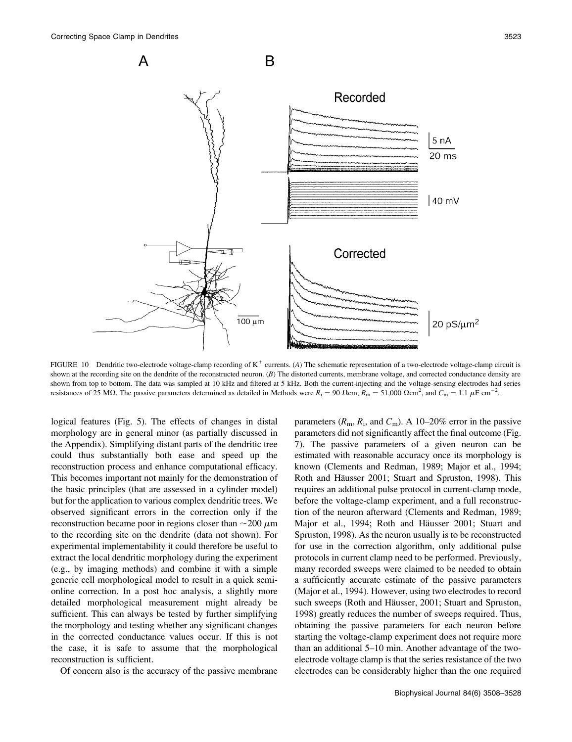FIGURE 10 Dendritic two-electrode voltage-clamp recording of $K^+$ currents. (A) The schematic representation of a two-electrode voltage-clamp circuit is shown at the recording site on the dendrite of the reconstructed neuron. (B) The distorted currents, membrane voltage, and corrected conductance density are shown from top to bottom. The data was sampled at 10 kHz and filtered at 5 kHz. Both the current-injecting and the voltage-sensing electrodes had series resistances of 25 MΩ. The passive parameters determined as detailed in Methods were $R_i = 90\ \Omega\text{cm}$, $R_m = 51{,}000\ \Omega\text{cm}^2$, and $C_m = 1.1\ \mu\text{F cm}^{-2}$.

logical features (Fig. 5). The effects of changes in distal morphology are in general minor (as partially discussed in the Appendix). Simplifying distant parts of the dendritic tree could thus substantially both ease and speed up the reconstruction process and enhance computational efficacy. This becomes important not mainly for the demonstration of the basic principles (that are assessed in a cylinder model) but for the application to various complex dendritic trees. We observed significant errors in the correction only if the reconstruction became poor in regions closer than ~200 μm to the recording site on the dendrite (data not shown). For experimental implementability it could therefore be useful to extract the local dendritic morphology during the experiment (e.g., by imaging methods) and combine it with a simple generic cell morphological model to result in a quick semi-online correction. In a post hoc analysis, a slightly more detailed morphological measurement might already be sufficient. This can always be tested by further simplifying the morphology and testing whether any significant changes in the corrected conductance values occur. If this is not the case, it is safe to assume that the morphological reconstruction is sufficient.

Of concern also is the accuracy of the passive membrane parameters ($R_m$, $R_i$, and $C_m$). A 10–20% error in the passive parameters did not significantly affect the final outcome (Fig. 7). The passive parameters of a given neuron can be estimated with reasonable accuracy once its morphology is known (Clements and Redman, 1989; Major et al., 1994; Roth and Häusser 2001; Stuart and Spruston, 1998). This requires an additional pulse protocol in current-clamp mode, before the voltage-clamp experiment, and a full reconstruction of the neuron afterward (Clements and Redman, 1989; Major et al., 1994; Roth and Häusser 2001; Stuart and Spruston, 1998). As the neuron usually is to be reconstructed for use in the correction algorithm, only additional pulse protocols in current clamp need to be performed. Previously, many recorded sweeps were claimed to be needed to obtain a sufficiently accurate estimate of the passive parameters (Major et al., 1994). However, using two electrodes to record such sweeps (Roth and Häusser, 2001; Stuart and Spruston, 1998) greatly reduces the number of sweeps required. Thus, obtaining the passive parameters for each neuron before starting the voltage-clamp experiment does not require more than an additional 5–10 min. Another advantage of the two-electrode voltage clamp is that the series resistance of the two electrodes can be considerably higher than the one required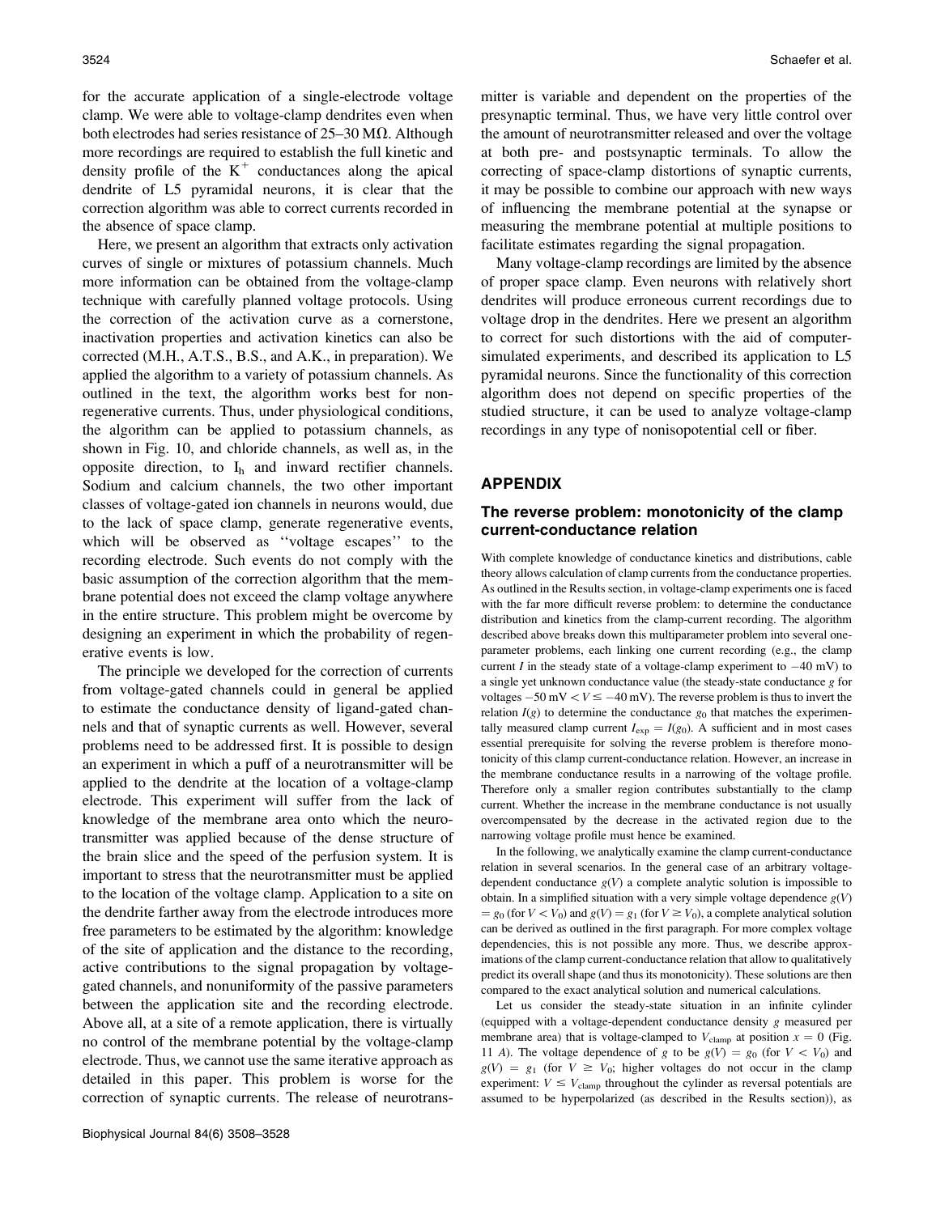for the accurate application of a single-electrode voltage clamp. We were able to voltage-clamp dendrites even when both electrodes had series resistance of 25–30 MΩ. Although more recordings are required to establish the full kinetic and density profile of the $K^+$ conductances along the apical dendrite of L5 pyramidal neurons, it is clear that the correction algorithm was able to correct currents recorded in the absence of space clamp.

Here, we present an algorithm that extracts only activation curves of single or mixtures of potassium channels. Much more information can be obtained from the voltage-clamp technique with carefully planned voltage protocols. Using the correction of the activation curve as a cornerstone, inactivation properties and activation kinetics can also be corrected (M.H., A.T.S., B.S., and A.K., in preparation). We applied the algorithm to a variety of potassium channels. As outlined in the text, the algorithm works best for nonregenerative currents. Thus, under physiological conditions, the algorithm can be applied to potassium channels, as shown in Fig. 10, and chloride channels, as well as, in the opposite direction, to $I_h$ and inward rectifier channels. Sodium and calcium channels, the two other important classes of voltage-gated ion channels in neurons would, due to the lack of space clamp, generate regenerative events, which will be observed as ''voltage escapes'' to the recording electrode. Such events do not comply with the basic assumption of the correction algorithm that the membrane potential does not exceed the clamp voltage anywhere in the entire structure. This problem might be overcome by designing an experiment in which the probability of regenerative events is low.

The principle we developed for the correction of currents from voltage-gated channels could in general be applied to estimate the conductance density of ligand-gated channels and that of synaptic currents as well. However, several problems need to be addressed first. It is possible to design an experiment in which a puff of a neurotransmitter will be applied to the dendrite at the location of a voltage-clamp electrode. This experiment will suffer from the lack of knowledge of the membrane area onto which the neurotransmitter was applied because of the dense structure of the brain slice and the speed of the perfusion system. It is important to stress that the neurotransmitter must be applied to the location of the voltage clamp. Application to a site on the dendrite farther away from the electrode introduces more free parameters to be estimated by the algorithm: knowledge of the site of application and the distance to the recording, active contributions to the signal propagation by voltage-gated channels, and nonuniformity of the passive parameters between the application site and the recording electrode. Above all, at a site of a remote application, there is virtually no control of the membrane potential by the voltage-clamp electrode. Thus, we cannot use the same iterative approach as detailed in this paper. This problem is worse for the correction of synaptic currents. The release of neurotransmitter is variable and dependent on the properties of the presynaptic terminal. Thus, we have very little control over the amount of neurotransmitter released and over the voltage at both pre- and postsynaptic terminals. To allow the correcting of space-clamp distortions of synaptic currents, it may be possible to combine our approach with new ways of influencing the membrane potential at the synapse or measuring the membrane potential at multiple positions to facilitate estimates regarding the signal propagation.

Many voltage-clamp recordings are limited by the absence of proper space clamp. Even neurons with relatively short dendrites will produce erroneous current recordings due to voltage drop in the dendrites. Here we present an algorithm to correct for such distortions with the aid of computer-simulated experiments, and described its application to L5 pyramidal neurons. Since the functionality of this correction algorithm does not depend on specific properties of the studied structure, it can be used to analyze voltage-clamp recordings in any type of nonisopotential cell or fiber.

## APPENDIX

### The reverse problem: monotonicity of the clamp current-conductance relation

With complete knowledge of conductance kinetics and distributions, cable theory allows calculation of clamp currents from the conductance properties. As outlined in the Results section, in voltage-clamp experiments one is faced with the far more difficult reverse problem: to determine the conductance distribution and kinetics from the clamp-current recording. The algorithm described above breaks down this multiparameter problem into several one-parameter problems, each linking one current recording (e.g., the clamp current $I$ in the steady state of a voltage-clamp experiment to $-40$ mV) to a single yet unknown conductance value (the steady-state conductance $g$ for voltages $-50 \text{ mV} < V \leq -40 \text{ mV}$). The reverse problem is thus to invert the relation $I(g)$ to determine the conductance $g_0$ that matches the experimentally measured clamp current $I_{exp} = I(g_0)$. A sufficient and in most cases essential prerequisite for solving the reverse problem is therefore monotonicity of this clamp current-conductance relation. However, an increase in the membrane conductance results in a narrowing of the voltage profile. Therefore only a smaller region contributes substantially to the clamp current. Whether the increase in the membrane conductance is not usually overcompensated by the decrease in the activated region due to the narrowing voltage profile must hence be examined.

In the following, we analytically examine the clamp current-conductance relation in several scenarios. In the general case of an arbitrary voltage-dependent conductance $g(V)$ a complete analytic solution is impossible to obtain. In a simplified situation with a very simple voltage dependence $g(V) = g_0$ (for $V < V_0$) and $g(V) = g_1$ (for $V \geq V_0$), a complete analytical solution can be derived as outlined in the first paragraph. For more complex voltage dependencies, this is not possible any more. Thus, we describe approximations of the clamp current-conductance relation that allow to qualitatively predict its overall shape (and thus its monotonicity). These solutions are then compared to the exact analytical solution and numerical calculations.

Let us consider the steady-state situation in an infinite cylinder (equipped with a voltage-dependent conductance density $g$ measured per membrane area) that is voltage-clamped to $V_{clamp}$ at position $x = 0$ (Fig. 11 *A*). The voltage dependence of $g$ to be $g(V) = g_0$ (for $V < V_0$) and $g(V) = g_1$ (for $V \geq V_0$; higher voltages do not occur in the clamp experiment: $V \leq V_{clamp}$ throughout the cylinder as reversal potentials are assumed to be hyperpolarized (as described in the Results section)), as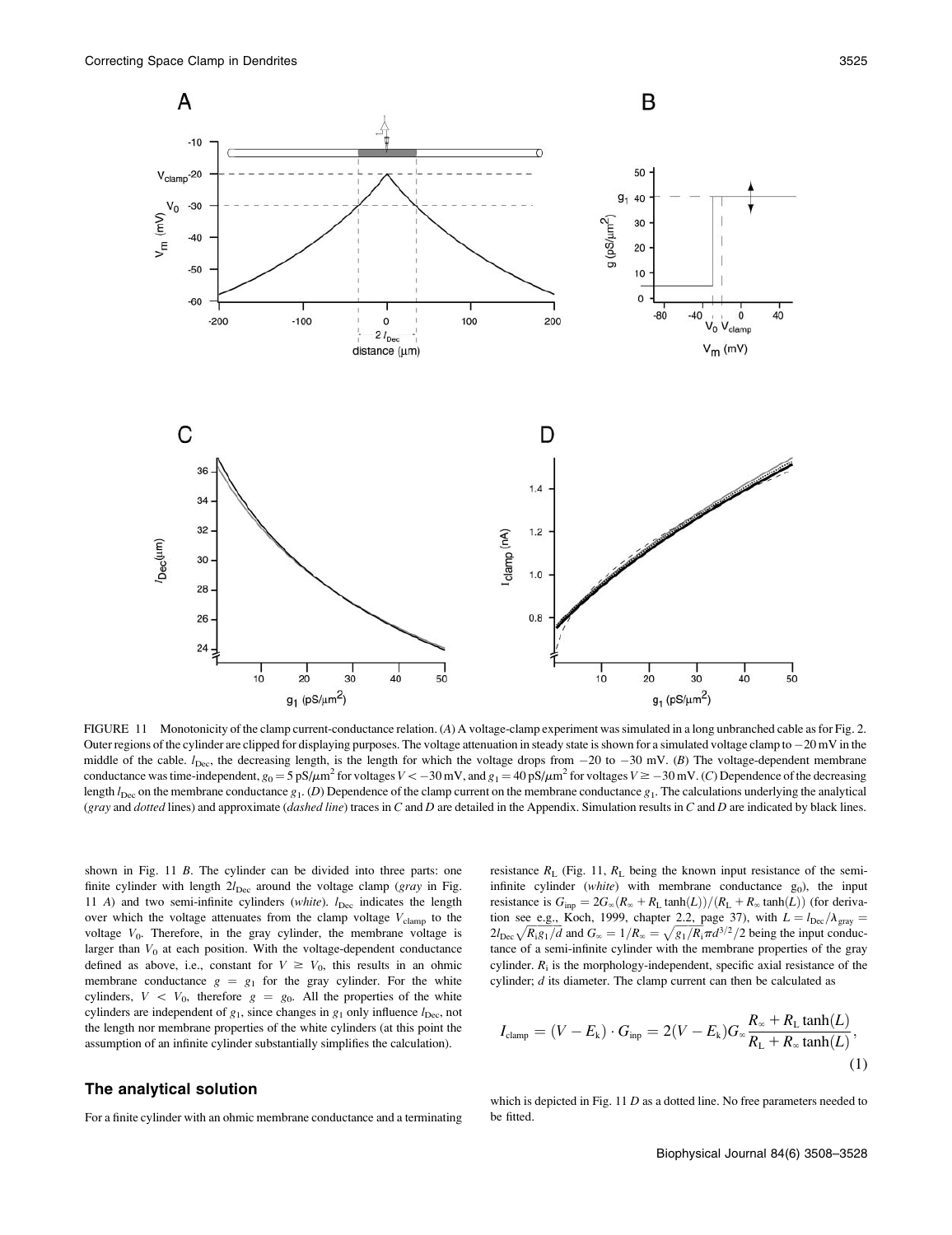FIGURE 11 Monotonicity of the clamp current-conductance relation. (*A*) A voltage-clamp experiment was simulated in a long unbranched cable as for Fig. 2. Outer regions of the cylinder are clipped for displaying purposes. The voltage attenuation in steady state is shown for a simulated voltage clamp to −20 mV in the middle of the cable. $l_{\mathrm{Dec}}$, the decreasing length, is the length for which the voltage drops from −20 to −30 mV. (*B*) The voltage-dependent membrane conductance was time-independent, $g_0 = 5\ \mathrm{pS}/\mu\mathrm{m}^2$ for voltages $V < -30$ mV, and $g_1 = 40\ \mathrm{pS}/\mu\mathrm{m}^2$ for voltages $V \geq -30$ mV. (*C*) Dependence of the decreasing length $l_{\mathrm{Dec}}$ on the membrane conductance $g_1$. (*D*) Dependence of the clamp current on the membrane conductance $g_1$. The calculations underlying the analytical (*gray* and *dotted* lines) and approximate (*dashed line*) traces in *C* and *D* are detailed in the Appendix. Simulation results in *C* and *D* are indicated by black lines.

shown in Fig. 11 *B*. The cylinder can be divided into three parts: one finite cylinder with length $2l_{\mathrm{Dec}}$ around the voltage clamp (*gray* in Fig. 11 *A*) and two semi-infinite cylinders (*white*). $l_{\mathrm{Dec}}$ indicates the length over which the voltage attenuates from the clamp voltage $V_{\mathrm{clamp}}$ to the voltage $V_0$. Therefore, in the gray cylinder, the membrane voltage is larger than $V_0$ at each position. With the voltage-dependent conductance defined as above, i.e., constant for $V \geq V_0$, this results in an ohmic membrane conductance $g = g_1$ for the gray cylinder. For the white cylinders, $V < V_0$, therefore $g = g_0$. All the properties of the white cylinders are independent of $g_1$, since changes in $g_1$ only influence $l_{\mathrm{Dec}}$, not the length nor membrane properties of the white cylinders (at this point the assumption of an infinite cylinder substantially simplifies the calculation).

## The analytical solution

For a finite cylinder with an ohmic membrane conductance and a terminating resistance $R_{\mathrm{L}}$ (Fig. 11, $R_{\mathrm{L}}$ being the known input resistance of the semi-infinite cylinder (*white*) with membrane conductance $g_0$), the input resistance is $G_{\mathrm{inp}} = 2G_{\infty}(R_{\infty} + R_{\mathrm{L}}\tanh(L))/(R_{\mathrm{L}} + R_{\infty}\tanh(L))$ (for derivation see e.g., Koch, 1999, chapter 2.2, page 37), with $L = l_{\mathrm{Dec}}/\lambda_{\mathrm{gray}} = 2l_{\mathrm{Dec}}\sqrt{R_{\mathrm{i}}g_1/d}$ and $G_{\infty} = 1/R_{\infty} = \sqrt{g_1/R_{\mathrm{i}}}\pi d^{3/2}/2$ being the input conductance of a semi-infinite cylinder with the membrane properties of the gray cylinder. $R_{\mathrm{i}}$ is the morphology-independent, specific axial resistance of the cylinder; $d$ its diameter. The clamp current can then be calculated as

$$I_{\mathrm{clamp}} = (V - E_{\mathrm{k}}) \cdot G_{\mathrm{inp}} = 2(V - E_{\mathrm{k}})G_{\infty}\frac{R_{\infty} + R_{\mathrm{L}}\tanh(L)}{R_{\mathrm{L}} + R_{\infty}\tanh(L)}, \tag{1}$$

which is depicted in Fig. 11 *D* as a dotted line. No free parameters needed to be fitted.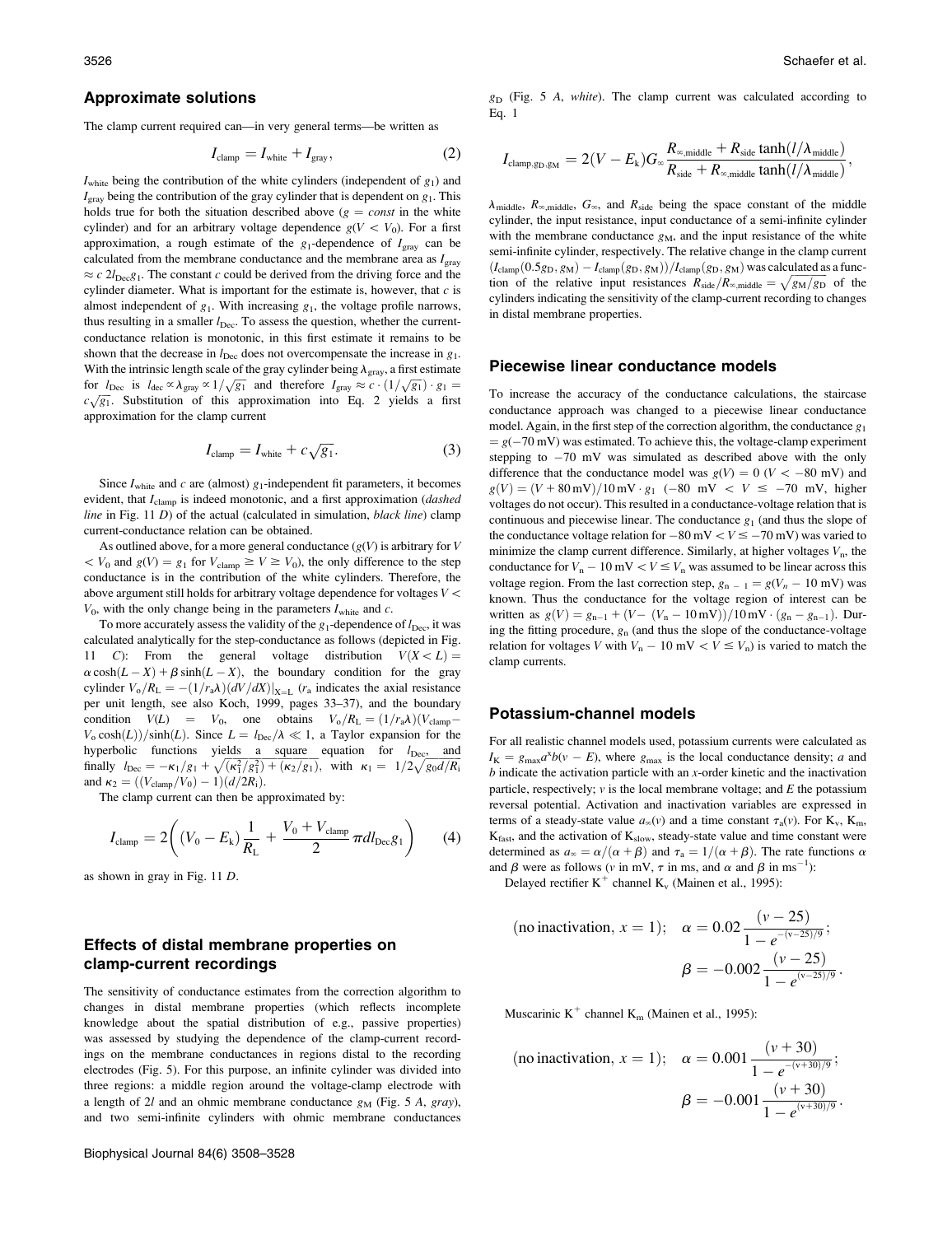## Approximate solutions

The clamp current required can—in very general terms—be written as

$$I_{\text{clamp}} = I_{\text{white}} + I_{\text{gray}}, \tag{2}$$

$I_{\text{white}}$ being the contribution of the white cylinders (independent of $g_1$) and $I_{\text{gray}}$ being the contribution of the gray cylinder that is dependent on $g_1$. This holds true for both the situation described above ($g = const$ in the white cylinder) and for an arbitrary voltage dependence $g(V < V_0)$. For a first approximation, a rough estimate of the $g_1$-dependence of $I_{\text{gray}}$ can be calculated from the membrane conductance and the membrane area as $I_{\text{gray}} \approx c\ 2l_{\text{Dec}}g_1$. The constant $c$ could be derived from the driving force and the cylinder diameter. What is important for the estimate is, however, that $c$ is almost independent of $g_1$. With increasing $g_1$, the voltage profile narrows, thus resulting in a smaller $l_{\text{Dec}}$. To assess the question, whether the current-conductance relation is monotonic, in this first estimate it remains to be shown that the decrease in $l_{\text{Dec}}$ does not overcompensate the increase in $g_1$. With the intrinsic length scale of the gray cylinder being $\lambda_{\text{gray}}$, a first estimate for $l_{\text{Dec}}$ is $l_{\text{dec}} \propto \lambda_{\text{gray}} \propto 1/\sqrt{g_1}$ and therefore $I_{\text{gray}} \approx c \cdot (1/\sqrt{g_1}) \cdot g_1 = c\sqrt{g_1}$. Substitution of this approximation into Eq. 2 yields a first approximation for the clamp current

$$I_{\text{clamp}} = I_{\text{white}} + c\sqrt{g_1}. \tag{3}$$

Since $I_{\text{white}}$ and $c$ are (almost) $g_1$-independent fit parameters, it becomes evident, that $I_{\text{clamp}}$ is indeed monotonic, and a first approximation (*dashed line* in Fig. 11 *D*) of the actual (calculated in simulation, *black line*) clamp current-conductance relation can be obtained.

As outlined above, for a more general conductance ($g(V)$ is arbitrary for $V < V_0$ and $g(V) = g_1$ for $V_{\text{clamp}} \geq V \geq V_0$), the only difference to the step conductance is in the contribution of the white cylinders. Therefore, the above argument still holds for arbitrary voltage dependence for voltages $V < V_0$, with the only change being in the parameters $I_{\text{white}}$ and $c$.

To more accurately assess the validity of the $g_1$-dependence of $l_{\text{Dec}}$, it was calculated analytically for the step-conductance as follows (depicted in Fig. 11 *C*): From the general voltage distribution $V(X < L) = \alpha\cosh(L - X) + \beta\sinh(L - X)$, the boundary condition for the gray cylinder $V_0/R_L = -(1/r_a\lambda)(dV/dX)|_{X=L}$ ($r_a$ indicates the axial resistance per unit length, see also Koch, 1999, pages 33–37), and the boundary condition $V(L) = V_0$, one obtains $V_0/R_L = (1/r_a\lambda)(V_{\text{clamp}} - V_0\cosh(L))/\sinh(L)$. Since $L = l_{\text{Dec}}/\lambda \ll 1$, a Taylor expansion for the hyperbolic functions yields a square equation for $l_{\text{Dec}}$, and finally $l_{\text{Dec}} = -\kappa_1/g_1 + \sqrt{(\kappa_1^2/g_1^2) + (\kappa_2/g_1)}$, with $\kappa_1 = 1/2\sqrt{g_0 d/R_i}$ and $\kappa_2 = ((V_{\text{clamp}}/V_0) - 1)(d/2R_i)$.

The clamp current can then be approximated by:

$$I_{\text{clamp}} = 2\left((V_0 - E_k)\frac{1}{R_L} + \frac{V_0 + V_{\text{clamp}}}{2}\pi d l_{\text{Dec}} g_1\right) \tag{4}$$

as shown in gray in Fig. 11 *D*.

## Effects of distal membrane properties on clamp-current recordings

The sensitivity of conductance estimates from the correction algorithm to changes in distal membrane properties (which reflects incomplete knowledge about the spatial distribution of e.g., passive properties) was assessed by studying the dependence of the clamp-current recordings on the membrane conductances in regions distal to the recording electrodes (Fig. 5). For this purpose, an infinite cylinder was divided into three regions: a middle region around the voltage-clamp electrode with a length of $2l$ and an ohmic membrane conductance $g_M$ (Fig. 5 *A*, *gray*), and two semi-infinite cylinders with ohmic membrane conductances $g_D$ (Fig. 5 *A*, *white*). The clamp current was calculated according to Eq. 1

$$I_{\text{clamp},g_D,g_M} = 2(V - E_k)G_\infty\frac{R_{\infty,\text{middle}} + R_{\text{side}}\tanh(l/\lambda_{\text{middle}})}{R_{\text{side}} + R_{\infty,\text{middle}}\tanh(l/\lambda_{\text{middle}})},$$

$\lambda_{\text{middle}}$, $R_{\infty,\text{middle}}$, $G_\infty$, and $R_{\text{side}}$ being the space constant of the middle cylinder, the input resistance, input conductance of a semi-infinite cylinder with the membrane conductance $g_M$, and the input resistance of the white semi-infinite cylinder, respectively. The relative change in the clamp current $(I_{\text{clamp}}(0.5g_D, g_M) - I_{\text{clamp}}(g_D, g_M))/I_{\text{clamp}}(g_D, g_M)$ was calculated as a function of the relative input resistances $R_{\text{side}}/R_{\infty,\text{middle}} = \sqrt{g_M/g_D}$ of the cylinders indicating the sensitivity of the clamp-current recording to changes in distal membrane properties.

## Piecewise linear conductance models

To increase the accuracy of the conductance calculations, the staircase conductance approach was changed to a piecewise linear conductance model. Again, in the first step of the correction algorithm, the conductance $g_1 = g(-70\text{ mV})$ was estimated. To achieve this, the voltage-clamp experiment stepping to $-70$ mV was simulated as described above with the only difference that the conductance model was $g(V) = 0$ ($V < -80$ mV) and $g(V) = (V + 80\text{ mV})/10\text{ mV} \cdot g_1$ ($-80$ mV $< V \leq -70$ mV, higher voltages do not occur). This resulted in a conductance-voltage relation that is continuous and piecewise linear. The conductance $g_1$ (and thus the slope of the conductance voltage relation for $-80$ mV $< V \leq -70$ mV) was varied to minimize the clamp current difference. Similarly, at higher voltages $V_n$, the conductance for $V_n - 10$ mV $< V \leq V_n$ was assumed to be linear across this voltage region. From the last correction step, $g_{n-1} = g(V_n - 10\text{ mV})$ was known. Thus the conductance for the voltage region of interest can be written as $g(V) = g_{n-1} + (V - (V_n - 10\text{ mV}))/10\text{ mV} \cdot (g_n - g_{n-1})$. During the fitting procedure, $g_n$ (and thus the slope of the conductance-voltage relation for voltages $V$ with $V_n - 10$ mV $< V \leq V_n$) is varied to match the clamp currents.

## Potassium-channel models

For all realistic channel models used, potassium currents were calculated as $I_K = g_{\max}a^x b(v - E)$, where $g_{\max}$ is the local conductance density; $a$ and $b$ indicate the activation particle with an $x$-order kinetic and the inactivation particle, respectively; $v$ is the local membrane voltage; and $E$ the potassium reversal potential. Activation and inactivation variables are expressed in terms of a steady-state value $a_\infty(v)$ and a time constant $\tau_a(v)$. For $K_v$, $K_m$, $K_{\text{fast}}$, and the activation of $K_{\text{slow}}$, steady-state value and time constant were determined as $a_\infty = \alpha/(\alpha + \beta)$ and $\tau_a = 1/(\alpha + \beta)$. The rate functions $\alpha$ and $\beta$ were as follows ($v$ in mV, $\tau$ in ms, and $\alpha$ and $\beta$ in $\text{ms}^{-1}$):

Delayed rectifier $K^+$ channel $K_v$ (Mainen et al., 1995):

$$(\text{no inactivation}, x = 1); \quad \alpha = 0.02\frac{(v - 25)}{1 - e^{-(v-25)/9}}; \quad \beta = -0.002\frac{(v - 25)}{1 - e^{(v-25)/9}}.$$

Muscarinic $K^+$ channel $K_m$ (Mainen et al., 1995):

$$(\text{no inactivation}, x = 1); \quad \alpha = 0.001\frac{(v + 30)}{1 - e^{-(v+30)/9}}; \quad \beta = -0.001\frac{(v + 30)}{1 - e^{(v+30)/9}}.$$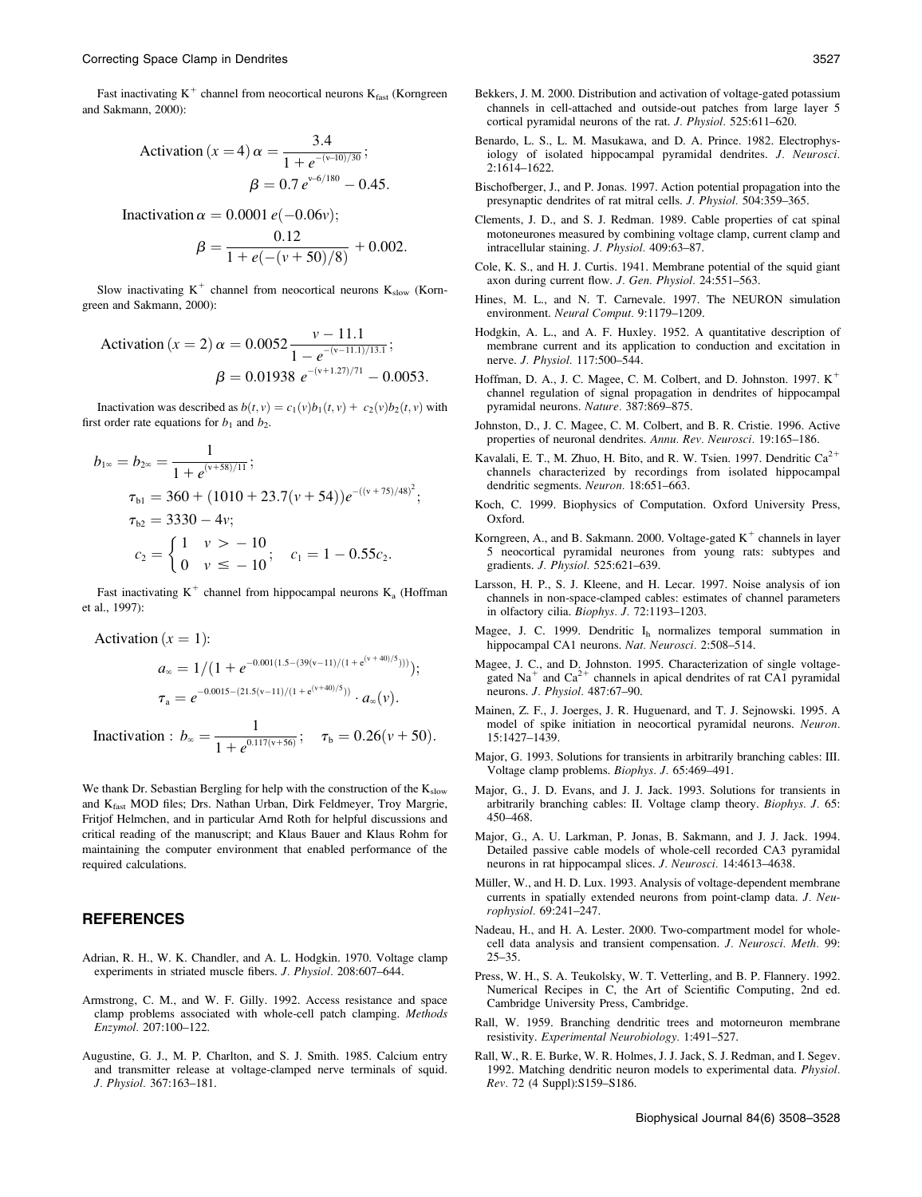Fast inactivating $K^+$ channel from neocortical neurons $K_{fast}$ (Korngreen and Sakmann, 2000):

$$\text{Activation}\ (x=4)\ \alpha = \frac{3.4}{1+e^{-(v-10)/30}};$$
$$\beta = 0.7\,e^{v-6/180} - 0.45.$$

$$\text{Inactivation}\ \alpha = 0.0001\,e(-0.06v);$$
$$\beta = \frac{0.12}{1+e(-(v+50)/8)} + 0.002.$$

Slow inactivating $K^+$ channel from neocortical neurons $K_{slow}$ (Korngreen and Sakmann, 2000):

$$\text{Activation}\ (x=2)\ \alpha = 0.0052\frac{v-11.1}{1-e^{-(v-11.1)/13.1}};$$
$$\beta = 0.01938\ e^{-(v+1.27)/71} - 0.0053.$$

Inactivation was described as $b(t,v) = c_1(v)b_1(t,v) + c_2(v)b_2(t,v)$ with first order rate equations for $b_1$ and $b_2$.

$$b_{1\infty} = b_{2\infty} = \frac{1}{1+e^{(v+58)/11}};$$
$$\tau_{b1} = 360 + (1010 + 23.7(v+54))e^{-((v+75)/48)^2};$$
$$\tau_{b2} = 3330 - 4v;$$
$$c_2 = \begin{cases} 1 & v > -10 \\ 0 & v \leq -10 \end{cases}; \quad c_1 = 1 - 0.55c_2.$$

Fast inactivating $K^+$ channel from hippocampal neurons $K_a$ (Hoffman et al., 1997):

Activation $(x=1)$:

$$a_\infty = 1/(1+e^{-0.001(1.5-(39(v-11)/(1+e^{(v+40)/5})))});$$
$$\tau_a = e^{-0.0015-(21.5(v-11)/(1+e^{(v+40)/5}))} \cdot a_\infty(v).$$

$$\text{Inactivation}:\ b_\infty = \frac{1}{1+e^{0.117(v+56)}}; \quad \tau_b = 0.26(v+50).$$

We thank Dr. Sebastian Bergling for help with the construction of the $K_{slow}$ and $K_{fast}$ MOD files; Drs. Nathan Urban, Dirk Feldmeyer, Troy Margrie, Fritjof Helmchen, and in particular Arnd Roth for helpful discussions and critical reading of the manuscript; and Klaus Bauer and Klaus Rohm for maintaining the computer environment that enabled performance of the required calculations.

## REFERENCES

Adrian, R. H., W. K. Chandler, and A. L. Hodgkin. 1970. Voltage clamp experiments in striated muscle fibers. *J. Physiol.* 208:607–644.

Armstrong, C. M., and W. F. Gilly. 1992. Access resistance and space clamp problems associated with whole-cell patch clamping. *Methods Enzymol.* 207:100–122.

Augustine, G. J., M. P. Charlton, and S. J. Smith. 1985. Calcium entry and transmitter release at voltage-clamped nerve terminals of squid. *J. Physiol.* 367:163–181.

Bekkers, J. M. 2000. Distribution and activation of voltage-gated potassium channels in cell-attached and outside-out patches from large layer 5 cortical pyramidal neurons of the rat. *J. Physiol.* 525:611–620.

Benardo, L. S., L. M. Masukawa, and D. A. Prince. 1982. Electrophysiology of isolated hippocampal pyramidal dendrites. *J. Neurosci.* 2:1614–1622.

Bischofberger, J., and P. Jonas. 1997. Action potential propagation into the presynaptic dendrites of rat mitral cells. *J. Physiol.* 504:359–365.

Clements, J. D., and S. J. Redman. 1989. Cable properties of cat spinal motoneurones measured by combining voltage clamp, current clamp and intracellular staining. *J. Physiol.* 409:63–87.

Cole, K. S., and H. J. Curtis. 1941. Membrane potential of the squid giant axon during current flow. *J. Gen. Physiol.* 24:551–563.

Hines, M. L., and N. T. Carnevale. 1997. The NEURON simulation environment. *Neural Comput.* 9:1179–1209.

Hodgkin, A. L., and A. F. Huxley. 1952. A quantitative description of membrane current and its application to conduction and excitation in nerve. *J. Physiol.* 117:500–544.

Hoffman, D. A., J. C. Magee, C. M. Colbert, and D. Johnston. 1997. $K^+$ channel regulation of signal propagation in dendrites of hippocampal pyramidal neurons. *Nature.* 387:869–875.

Johnston, D., J. C. Magee, C. M. Colbert, and B. R. Cristie. 1996. Active properties of neuronal dendrites. *Annu. Rev. Neurosci.* 19:165–186.

Kavalali, E. T., M. Zhuo, H. Bito, and R. W. Tsien. 1997. Dendritic $Ca^{2+}$ channels characterized by recordings from isolated hippocampal dendritic segments. *Neuron.* 18:651–663.

Koch, C. 1999. Biophysics of Computation. Oxford University Press, Oxford.

Korngreen, A., and B. Sakmann. 2000. Voltage-gated $K^+$ channels in layer 5 neocortical pyramidal neurones from young rats: subtypes and gradients. *J. Physiol.* 525:621–639.

Larsson, H. P., S. J. Kleene, and H. Lecar. 1997. Noise analysis of ion channels in non-space-clamped cables: estimates of channel parameters in olfactory cilia. *Biophys. J.* 72:1193–1203.

Magee, J. C. 1999. Dendritic $I_h$ normalizes temporal summation in hippocampal CA1 neurons. *Nat. Neurosci.* 2:508–514.

Magee, J. C., and D. Johnston. 1995. Characterization of single voltage-gated $Na^+$ and $Ca^{2+}$ channels in apical dendrites of rat CA1 pyramidal neurons. *J. Physiol.* 487:67–90.

Mainen, Z. F., J. Joerges, J. R. Huguenard, and T. J. Sejnowski. 1995. A model of spike initiation in neocortical pyramidal neurons. *Neuron.* 15:1427–1439.

Major, G. 1993. Solutions for transients in arbitrarily branching cables: III. Voltage clamp problems. *Biophys. J.* 65:469–491.

Major, G., J. D. Evans, and J. J. Jack. 1993. Solutions for transients in arbitrarily branching cables: II. Voltage clamp theory. *Biophys. J.* 65: 450–468.

Major, G., A. U. Larkman, P. Jonas, B. Sakmann, and J. J. Jack. 1994. Detailed passive cable models of whole-cell recorded CA3 pyramidal neurons in rat hippocampal slices. *J. Neurosci.* 14:4613–4638.

Müller, W., and H. D. Lux. 1993. Analysis of voltage-dependent membrane currents in spatially extended neurons from point-clamp data. *J. Neurophysiol.* 69:241–247.

Nadeau, H., and H. A. Lester. 2000. Two-compartment model for whole-cell data analysis and transient compensation. *J. Neurosci. Meth.* 99: 25–35.

Press, W. H., S. A. Teukolsky, W. T. Vetterling, and B. P. Flannery. 1992. Numerical Recipes in C, the Art of Scientific Computing, 2nd ed. Cambridge University Press, Cambridge.

Rall, W. 1959. Branching dendritic trees and motorneuron membrane resistivity. *Experimental Neurobiology.* 1:491–527.

Rall, W., R. E. Burke, W. R. Holmes, J. J. Jack, S. J. Redman, and I. Segev. 1992. Matching dendritic neuron models to experimental data. *Physiol. Rev.* 72 (4 Suppl):S159–S186.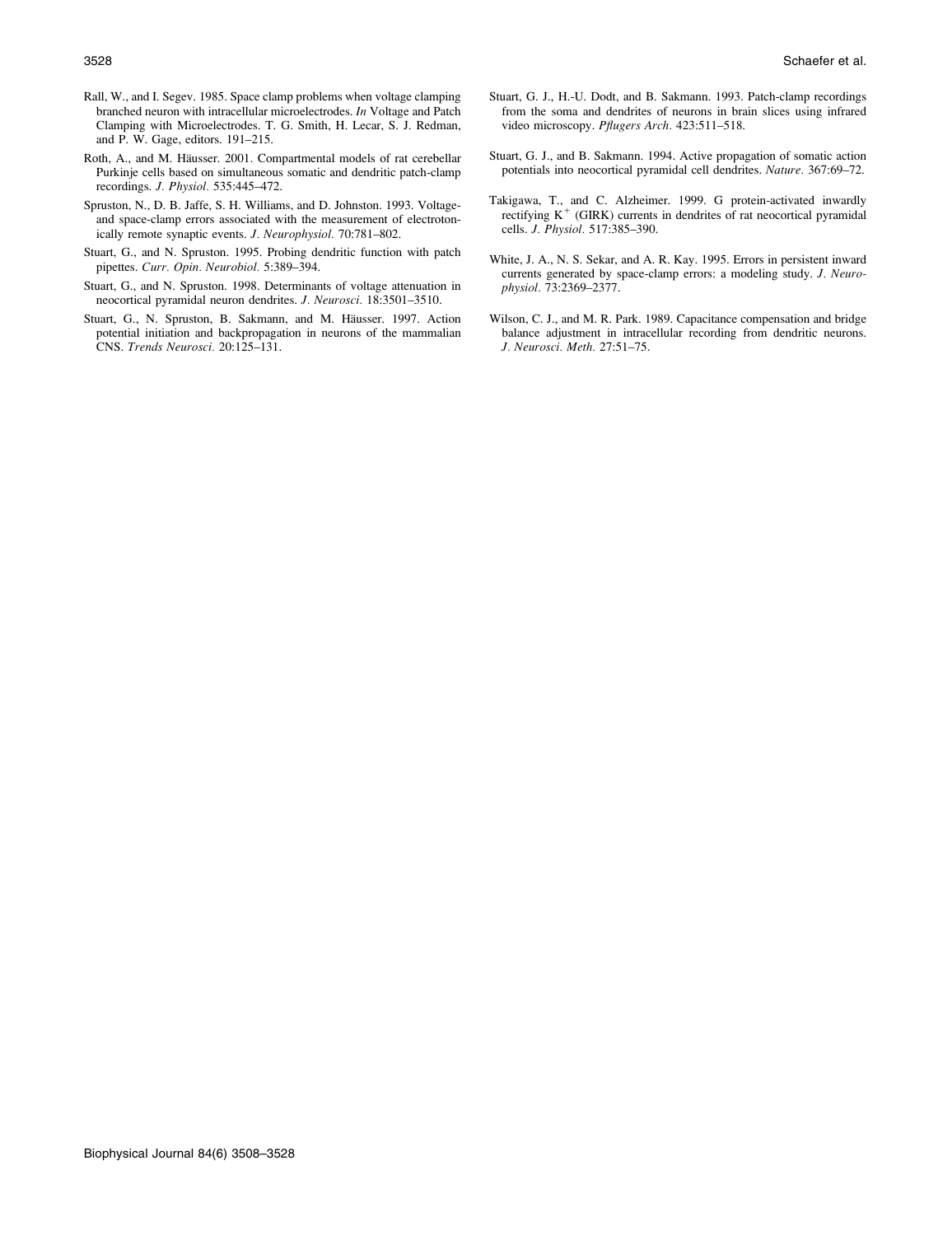Rall, W., and I. Segev. 1985. Space clamp problems when voltage clamping branched neuron with intracellular microelectrodes. *In* Voltage and Patch Clamping with Microelectrodes. T. G. Smith, H. Lecar, S. J. Redman, and P. W. Gage, editors. 191–215.

Roth, A., and M. Häusser. 2001. Compartmental models of rat cerebellar Purkinje cells based on simultaneous somatic and dendritic patch-clamp recordings. *J. Physiol.* 535:445–472.

Spruston, N., D. B. Jaffe, S. H. Williams, and D. Johnston. 1993. Voltage- and space-clamp errors associated with the measurement of electrotonically remote synaptic events. *J. Neurophysiol.* 70:781–802.

Stuart, G., and N. Spruston. 1995. Probing dendritic function with patch pipettes. *Curr. Opin. Neurobiol.* 5:389–394.

Stuart, G., and N. Spruston. 1998. Determinants of voltage attenuation in neocortical pyramidal neuron dendrites. *J. Neurosci.* 18:3501–3510.

Stuart, G., N. Spruston, B. Sakmann, and M. Häusser. 1997. Action potential initiation and backpropagation in neurons of the mammalian CNS. *Trends Neurosci.* 20:125–131.

Stuart, G. J., H.-U. Dodt, and B. Sakmann. 1993. Patch-clamp recordings from the soma and dendrites of neurons in brain slices using infrared video microscopy. *Pflugers Arch.* 423:511–518.

Stuart, G. J., and B. Sakmann. 1994. Active propagation of somatic action potentials into neocortical pyramidal cell dendrites. *Nature.* 367:69–72.

Takigawa, T., and C. Alzheimer. 1999. G protein-activated inwardly rectifying $K^+$ (GIRK) currents in dendrites of rat neocortical pyramidal cells. *J. Physiol.* 517:385–390.

White, J. A., N. S. Sekar, and A. R. Kay. 1995. Errors in persistent inward currents generated by space-clamp errors: a modeling study. *J. Neurophysiol.* 73:2369–2377.

Wilson, C. J., and M. R. Park. 1989. Capacitance compensation and bridge balance adjustment in intracellular recording from dendritic neurons. *J. Neurosci. Meth.* 27:51–75.